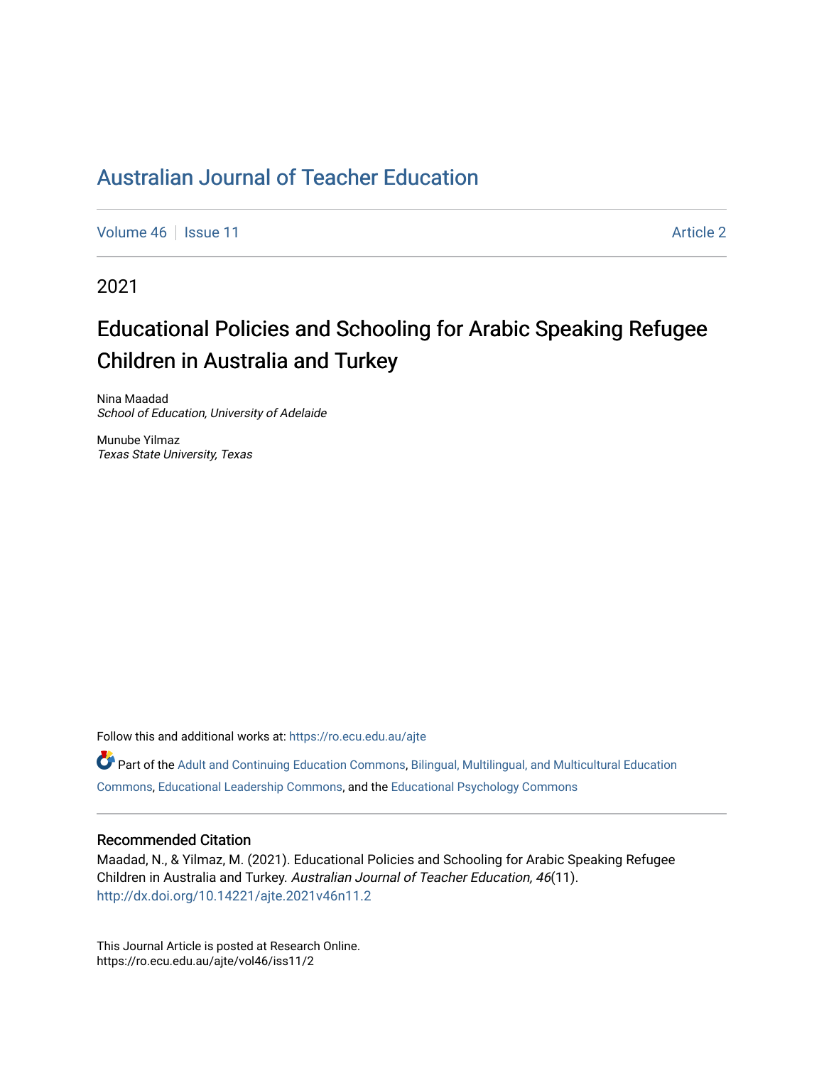# Australian Journal of Teacher Education

Volume 46 | Issue 11 | Article 2

2021

## Educational Policies and Schooling for Arabic Speaking Refugee Children in Australia and Turkey

Nina Maadad
*School of Education, University of Adelaide*

Munube Yilmaz
*Texas State University, Texas*

Follow this and additional works at: https://ro.ecu.edu.au/ajte

Part of the Adult and Continuing Education Commons, Bilingual, Multilingual, and Multicultural Education Commons, Educational Leadership Commons, and the Educational Psychology Commons

### Recommended Citation

Maadad, N., & Yilmaz, M. (2021). Educational Policies and Schooling for Arabic Speaking Refugee Children in Australia and Turkey. *Australian Journal of Teacher Education, 46*(11). http://dx.doi.org/10.14221/ajte.2021v46n11.2

This Journal Article is posted at Research Online.
https://ro.ecu.edu.au/ajte/vol46/iss11/2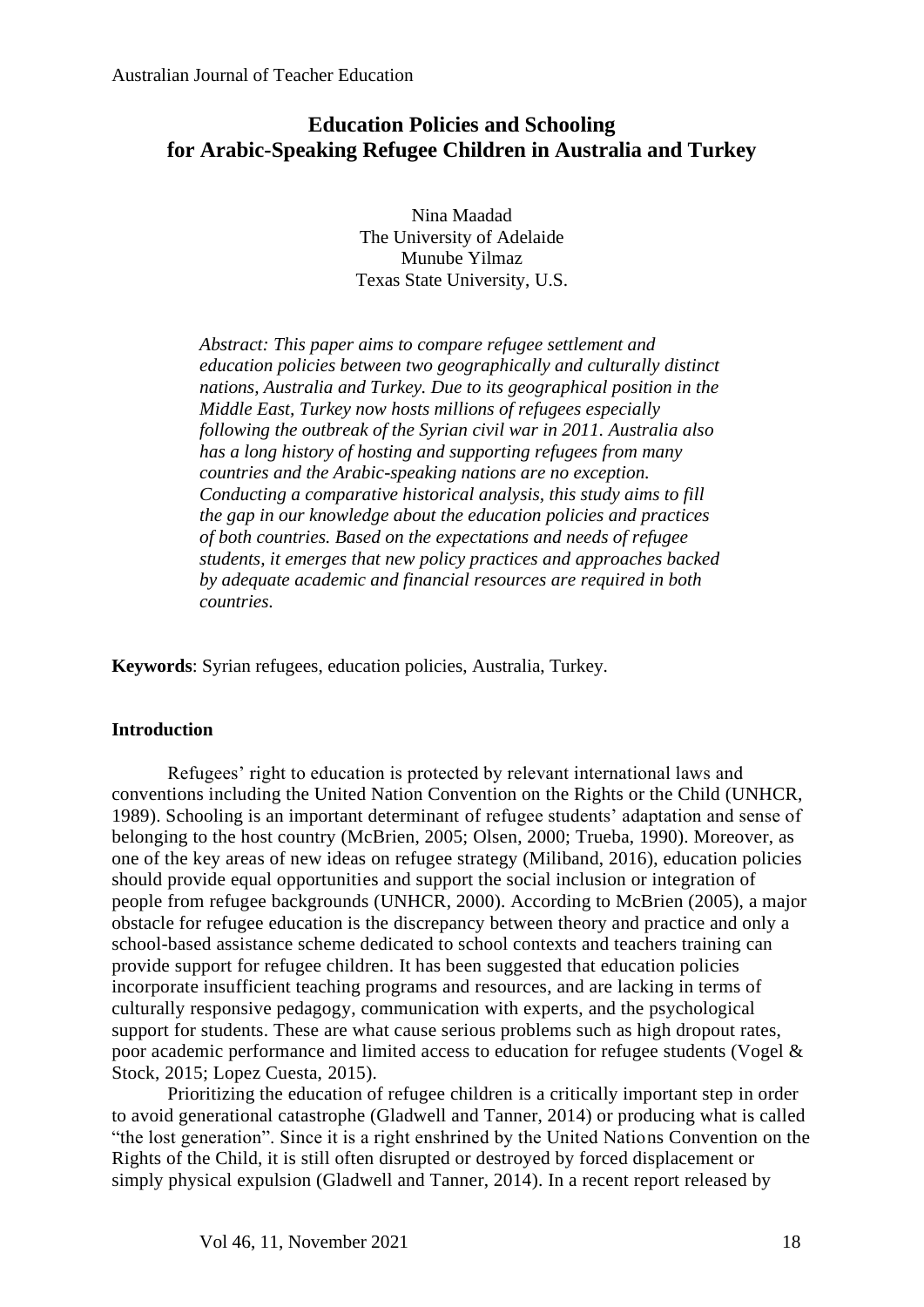# Education Policies and Schooling for Arabic-Speaking Refugee Children in Australia and Turkey

Nina Maadad
The University of Adelaide
Munube Yilmaz
Texas State University, U.S.

*Abstract: This paper aims to compare refugee settlement and education policies between two geographically and culturally distinct nations, Australia and Turkey. Due to its geographical position in the Middle East, Turkey now hosts millions of refugees especially following the outbreak of the Syrian civil war in 2011. Australia also has a long history of hosting and supporting refugees from many countries and the Arabic-speaking nations are no exception. Conducting a comparative historical analysis, this study aims to fill the gap in our knowledge about the education policies and practices of both countries. Based on the expectations and needs of refugee students, it emerges that new policy practices and approaches backed by adequate academic and financial resources are required in both countries.*

**Keywords**: Syrian refugees, education policies, Australia, Turkey.

## Introduction

Refugees' right to education is protected by relevant international laws and conventions including the United Nation Convention on the Rights or the Child (UNHCR, 1989). Schooling is an important determinant of refugee students' adaptation and sense of belonging to the host country (McBrien, 2005; Olsen, 2000; Trueba, 1990). Moreover, as one of the key areas of new ideas on refugee strategy (Miliband, 2016), education policies should provide equal opportunities and support the social inclusion or integration of people from refugee backgrounds (UNHCR, 2000). According to McBrien (2005), a major obstacle for refugee education is the discrepancy between theory and practice and only a school-based assistance scheme dedicated to school contexts and teachers training can provide support for refugee children. It has been suggested that education policies incorporate insufficient teaching programs and resources, and are lacking in terms of culturally responsive pedagogy, communication with experts, and the psychological support for students. These are what cause serious problems such as high dropout rates, poor academic performance and limited access to education for refugee students (Vogel & Stock, 2015; Lopez Cuesta, 2015).

Prioritizing the education of refugee children is a critically important step in order to avoid generational catastrophe (Gladwell and Tanner, 2014) or producing what is called "the lost generation". Since it is a right enshrined by the United Nations Convention on the Rights of the Child, it is still often disrupted or destroyed by forced displacement or simply physical expulsion (Gladwell and Tanner, 2014). In a recent report released by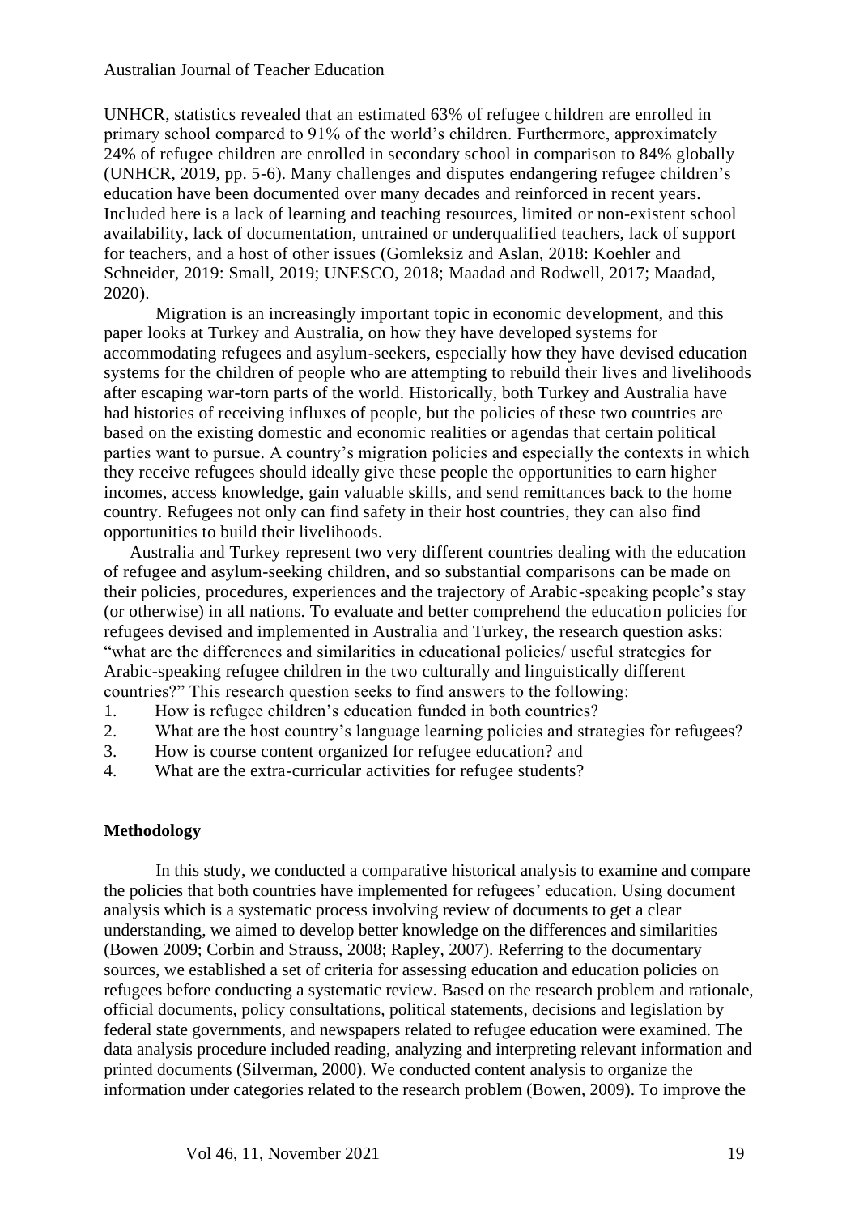UNHCR, statistics revealed that an estimated 63% of refugee children are enrolled in primary school compared to 91% of the world's children. Furthermore, approximately 24% of refugee children are enrolled in secondary school in comparison to 84% globally (UNHCR, 2019, pp. 5-6). Many challenges and disputes endangering refugee children's education have been documented over many decades and reinforced in recent years. Included here is a lack of learning and teaching resources, limited or non-existent school availability, lack of documentation, untrained or underqualified teachers, lack of support for teachers, and a host of other issues (Gomleksiz and Aslan, 2018: Koehler and Schneider, 2019: Small, 2019; UNESCO, 2018; Maadad and Rodwell, 2017; Maadad, 2020).

Migration is an increasingly important topic in economic development, and this paper looks at Turkey and Australia, on how they have developed systems for accommodating refugees and asylum-seekers, especially how they have devised education systems for the children of people who are attempting to rebuild their lives and livelihoods after escaping war-torn parts of the world. Historically, both Turkey and Australia have had histories of receiving influxes of people, but the policies of these two countries are based on the existing domestic and economic realities or agendas that certain political parties want to pursue. A country's migration policies and especially the contexts in which they receive refugees should ideally give these people the opportunities to earn higher incomes, access knowledge, gain valuable skills, and send remittances back to the home country. Refugees not only can find safety in their host countries, they can also find opportunities to build their livelihoods.

Australia and Turkey represent two very different countries dealing with the education of refugee and asylum-seeking children, and so substantial comparisons can be made on their policies, procedures, experiences and the trajectory of Arabic-speaking people's stay (or otherwise) in all nations. To evaluate and better comprehend the education policies for refugees devised and implemented in Australia and Turkey, the research question asks: "what are the differences and similarities in educational policies/ useful strategies for Arabic-speaking refugee children in the two culturally and linguistically different countries?" This research question seeks to find answers to the following:

1. How is refugee children's education funded in both countries?
2. What are the host country's language learning policies and strategies for refugees?
3. How is course content organized for refugee education? and
4. What are the extra-curricular activities for refugee students?

## Methodology

In this study, we conducted a comparative historical analysis to examine and compare the policies that both countries have implemented for refugees' education. Using document analysis which is a systematic process involving review of documents to get a clear understanding, we aimed to develop better knowledge on the differences and similarities (Bowen 2009; Corbin and Strauss, 2008; Rapley, 2007). Referring to the documentary sources, we established a set of criteria for assessing education and education policies on refugees before conducting a systematic review. Based on the research problem and rationale, official documents, policy consultations, political statements, decisions and legislation by federal state governments, and newspapers related to refugee education were examined. The data analysis procedure included reading, analyzing and interpreting relevant information and printed documents (Silverman, 2000). We conducted content analysis to organize the information under categories related to the research problem (Bowen, 2009). To improve the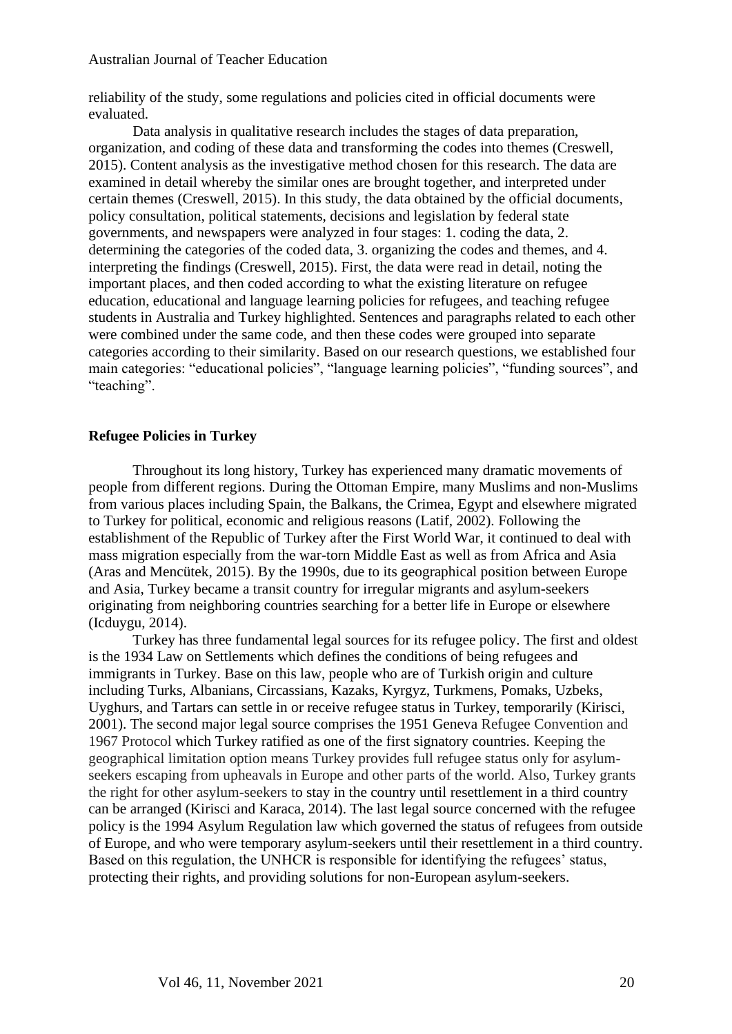reliability of the study, some regulations and policies cited in official documents were evaluated.

Data analysis in qualitative research includes the stages of data preparation, organization, and coding of these data and transforming the codes into themes (Creswell, 2015). Content analysis as the investigative method chosen for this research. The data are examined in detail whereby the similar ones are brought together, and interpreted under certain themes (Creswell, 2015). In this study, the data obtained by the official documents, policy consultation, political statements, decisions and legislation by federal state governments, and newspapers were analyzed in four stages: 1. coding the data, 2. determining the categories of the coded data, 3. organizing the codes and themes, and 4. interpreting the findings (Creswell, 2015). First, the data were read in detail, noting the important places, and then coded according to what the existing literature on refugee education, educational and language learning policies for refugees, and teaching refugee students in Australia and Turkey highlighted. Sentences and paragraphs related to each other were combined under the same code, and then these codes were grouped into separate categories according to their similarity. Based on our research questions, we established four main categories: "educational policies", "language learning policies", "funding sources", and "teaching".

## Refugee Policies in Turkey

Throughout its long history, Turkey has experienced many dramatic movements of people from different regions. During the Ottoman Empire, many Muslims and non-Muslims from various places including Spain, the Balkans, the Crimea, Egypt and elsewhere migrated to Turkey for political, economic and religious reasons (Latif, 2002). Following the establishment of the Republic of Turkey after the First World War, it continued to deal with mass migration especially from the war-torn Middle East as well as from Africa and Asia (Aras and Mencütek, 2015). By the 1990s, due to its geographical position between Europe and Asia, Turkey became a transit country for irregular migrants and asylum-seekers originating from neighboring countries searching for a better life in Europe or elsewhere (Icduygu, 2014).

Turkey has three fundamental legal sources for its refugee policy. The first and oldest is the 1934 Law on Settlements which defines the conditions of being refugees and immigrants in Turkey. Base on this law, people who are of Turkish origin and culture including Turks, Albanians, Circassians, Kazaks, Kyrgyz, Turkmens, Pomaks, Uzbeks, Uyghurs, and Tartars can settle in or receive refugee status in Turkey, temporarily (Kirisci, 2001). The second major legal source comprises the 1951 Geneva Refugee Convention and 1967 Protocol which Turkey ratified as one of the first signatory countries. Keeping the geographical limitation option means Turkey provides full refugee status only for asylum-seekers escaping from upheavals in Europe and other parts of the world. Also, Turkey grants the right for other asylum-seekers to stay in the country until resettlement in a third country can be arranged (Kirisci and Karaca, 2014). The last legal source concerned with the refugee policy is the 1994 Asylum Regulation law which governed the status of refugees from outside of Europe, and who were temporary asylum-seekers until their resettlement in a third country. Based on this regulation, the UNHCR is responsible for identifying the refugees' status, protecting their rights, and providing solutions for non-European asylum-seekers.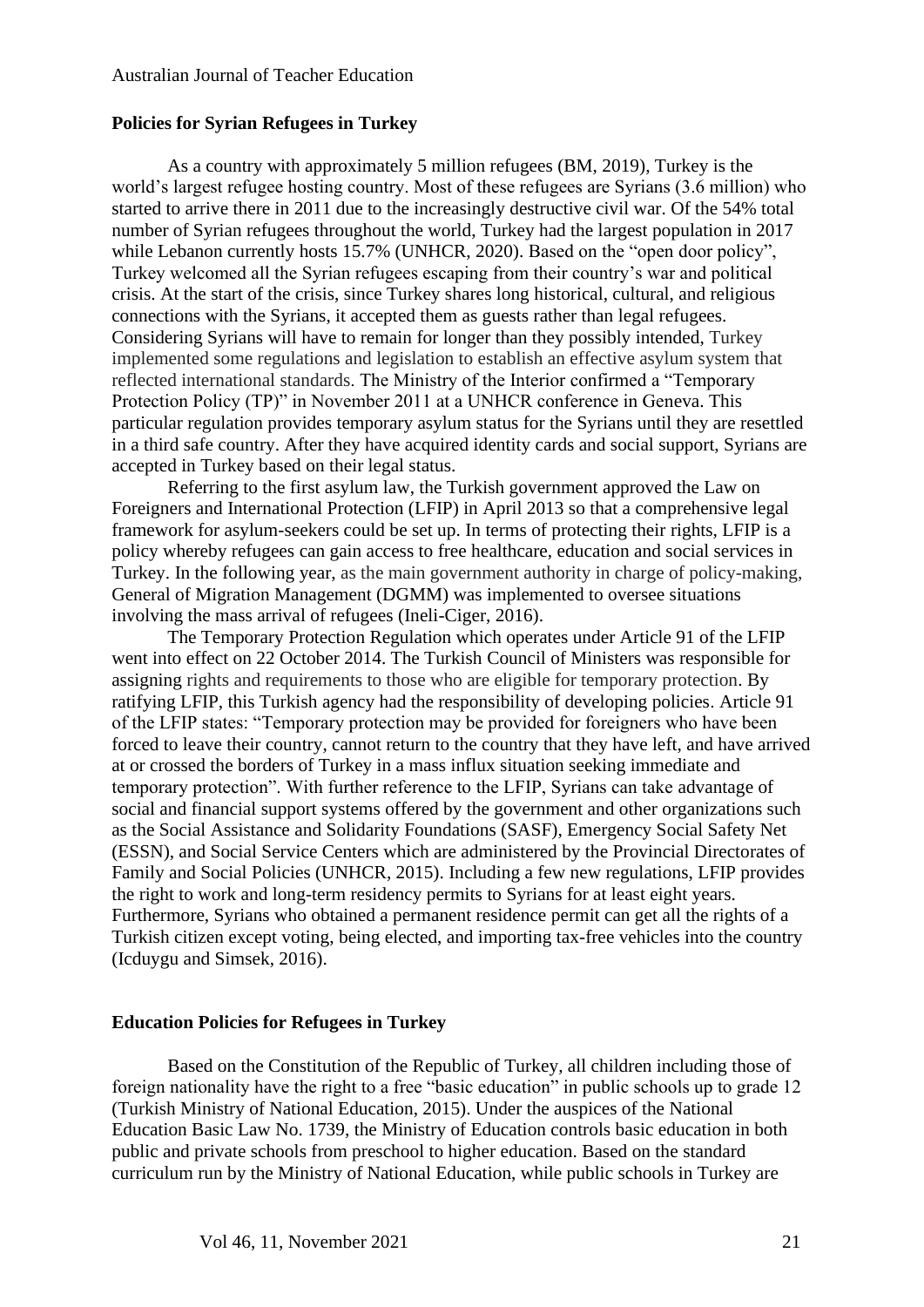## Policies for Syrian Refugees in Turkey

As a country with approximately 5 million refugees (BM, 2019), Turkey is the world's largest refugee hosting country. Most of these refugees are Syrians (3.6 million) who started to arrive there in 2011 due to the increasingly destructive civil war. Of the 54% total number of Syrian refugees throughout the world, Turkey had the largest population in 2017 while Lebanon currently hosts 15.7% (UNHCR, 2020). Based on the "open door policy", Turkey welcomed all the Syrian refugees escaping from their country's war and political crisis. At the start of the crisis, since Turkey shares long historical, cultural, and religious connections with the Syrians, it accepted them as guests rather than legal refugees. Considering Syrians will have to remain for longer than they possibly intended, Turkey implemented some regulations and legislation to establish an effective asylum system that reflected international standards. The Ministry of the Interior confirmed a "Temporary Protection Policy (TP)" in November 2011 at a UNHCR conference in Geneva. This particular regulation provides temporary asylum status for the Syrians until they are resettled in a third safe country. After they have acquired identity cards and social support, Syrians are accepted in Turkey based on their legal status.

Referring to the first asylum law, the Turkish government approved the Law on Foreigners and International Protection (LFIP) in April 2013 so that a comprehensive legal framework for asylum-seekers could be set up. In terms of protecting their rights, LFIP is a policy whereby refugees can gain access to free healthcare, education and social services in Turkey. In the following year, as the main government authority in charge of policy-making, General of Migration Management (DGMM) was implemented to oversee situations involving the mass arrival of refugees (Ineli-Ciger, 2016).

The Temporary Protection Regulation which operates under Article 91 of the LFIP went into effect on 22 October 2014. The Turkish Council of Ministers was responsible for assigning rights and requirements to those who are eligible for temporary protection. By ratifying LFIP, this Turkish agency had the responsibility of developing policies. Article 91 of the LFIP states: "Temporary protection may be provided for foreigners who have been forced to leave their country, cannot return to the country that they have left, and have arrived at or crossed the borders of Turkey in a mass influx situation seeking immediate and temporary protection". With further reference to the LFIP, Syrians can take advantage of social and financial support systems offered by the government and other organizations such as the Social Assistance and Solidarity Foundations (SASF), Emergency Social Safety Net (ESSN), and Social Service Centers which are administered by the Provincial Directorates of Family and Social Policies (UNHCR, 2015). Including a few new regulations, LFIP provides the right to work and long-term residency permits to Syrians for at least eight years. Furthermore, Syrians who obtained a permanent residence permit can get all the rights of a Turkish citizen except voting, being elected, and importing tax-free vehicles into the country (Icduygu and Simsek, 2016).

## Education Policies for Refugees in Turkey

Based on the Constitution of the Republic of Turkey, all children including those of foreign nationality have the right to a free "basic education" in public schools up to grade 12 (Turkish Ministry of National Education, 2015). Under the auspices of the National Education Basic Law No. 1739, the Ministry of Education controls basic education in both public and private schools from preschool to higher education. Based on the standard curriculum run by the Ministry of National Education, while public schools in Turkey are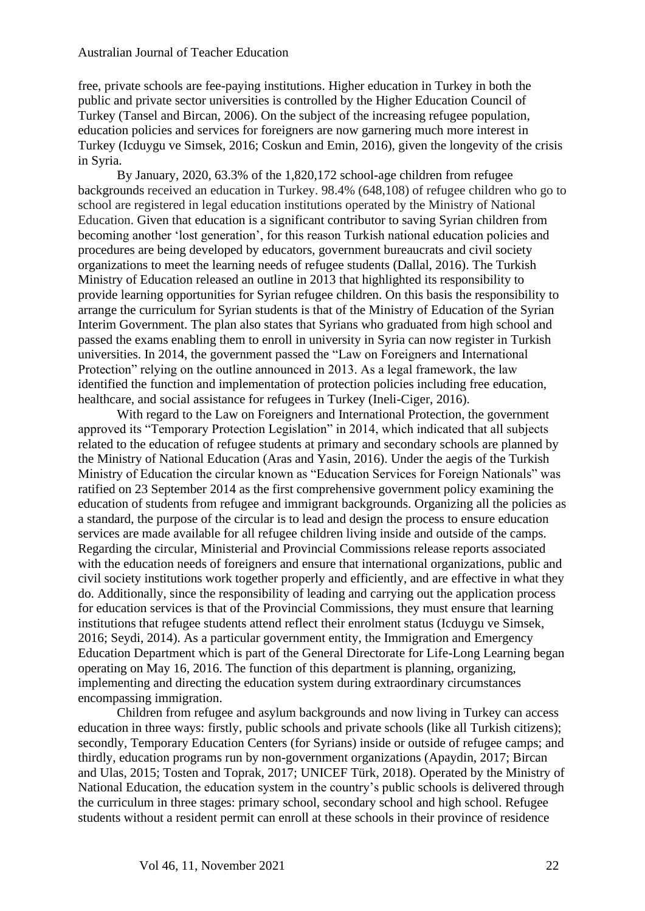free, private schools are fee-paying institutions. Higher education in Turkey in both the public and private sector universities is controlled by the Higher Education Council of Turkey (Tansel and Bircan, 2006). On the subject of the increasing refugee population, education policies and services for foreigners are now garnering much more interest in Turkey (Icduygu ve Simsek, 2016; Coskun and Emin, 2016), given the longevity of the crisis in Syria.

By January, 2020, 63.3% of the 1,820,172 school-age children from refugee backgrounds received an education in Turkey. 98.4% (648,108) of refugee children who go to school are registered in legal education institutions operated by the Ministry of National Education. Given that education is a significant contributor to saving Syrian children from becoming another 'lost generation', for this reason Turkish national education policies and procedures are being developed by educators, government bureaucrats and civil society organizations to meet the learning needs of refugee students (Dallal, 2016). The Turkish Ministry of Education released an outline in 2013 that highlighted its responsibility to provide learning opportunities for Syrian refugee children. On this basis the responsibility to arrange the curriculum for Syrian students is that of the Ministry of Education of the Syrian Interim Government. The plan also states that Syrians who graduated from high school and passed the exams enabling them to enroll in university in Syria can now register in Turkish universities. In 2014, the government passed the "Law on Foreigners and International Protection" relying on the outline announced in 2013. As a legal framework, the law identified the function and implementation of protection policies including free education, healthcare, and social assistance for refugees in Turkey (Ineli-Ciger, 2016).

With regard to the Law on Foreigners and International Protection, the government approved its "Temporary Protection Legislation" in 2014, which indicated that all subjects related to the education of refugee students at primary and secondary schools are planned by the Ministry of National Education (Aras and Yasin, 2016). Under the aegis of the Turkish Ministry of Education the circular known as "Education Services for Foreign Nationals" was ratified on 23 September 2014 as the first comprehensive government policy examining the education of students from refugee and immigrant backgrounds. Organizing all the policies as a standard, the purpose of the circular is to lead and design the process to ensure education services are made available for all refugee children living inside and outside of the camps. Regarding the circular, Ministerial and Provincial Commissions release reports associated with the education needs of foreigners and ensure that international organizations, public and civil society institutions work together properly and efficiently, and are effective in what they do. Additionally, since the responsibility of leading and carrying out the application process for education services is that of the Provincial Commissions, they must ensure that learning institutions that refugee students attend reflect their enrolment status (Icduygu ve Simsek, 2016; Seydi, 2014). As a particular government entity, the Immigration and Emergency Education Department which is part of the General Directorate for Life-Long Learning began operating on May 16, 2016. The function of this department is planning, organizing, implementing and directing the education system during extraordinary circumstances encompassing immigration.

Children from refugee and asylum backgrounds and now living in Turkey can access education in three ways: firstly, public schools and private schools (like all Turkish citizens); secondly, Temporary Education Centers (for Syrians) inside or outside of refugee camps; and thirdly, education programs run by non-government organizations (Apaydin, 2017; Bircan and Ulas, 2015; Tosten and Toprak, 2017; UNICEF Türk, 2018). Operated by the Ministry of National Education, the education system in the country's public schools is delivered through the curriculum in three stages: primary school, secondary school and high school. Refugee students without a resident permit can enroll at these schools in their province of residence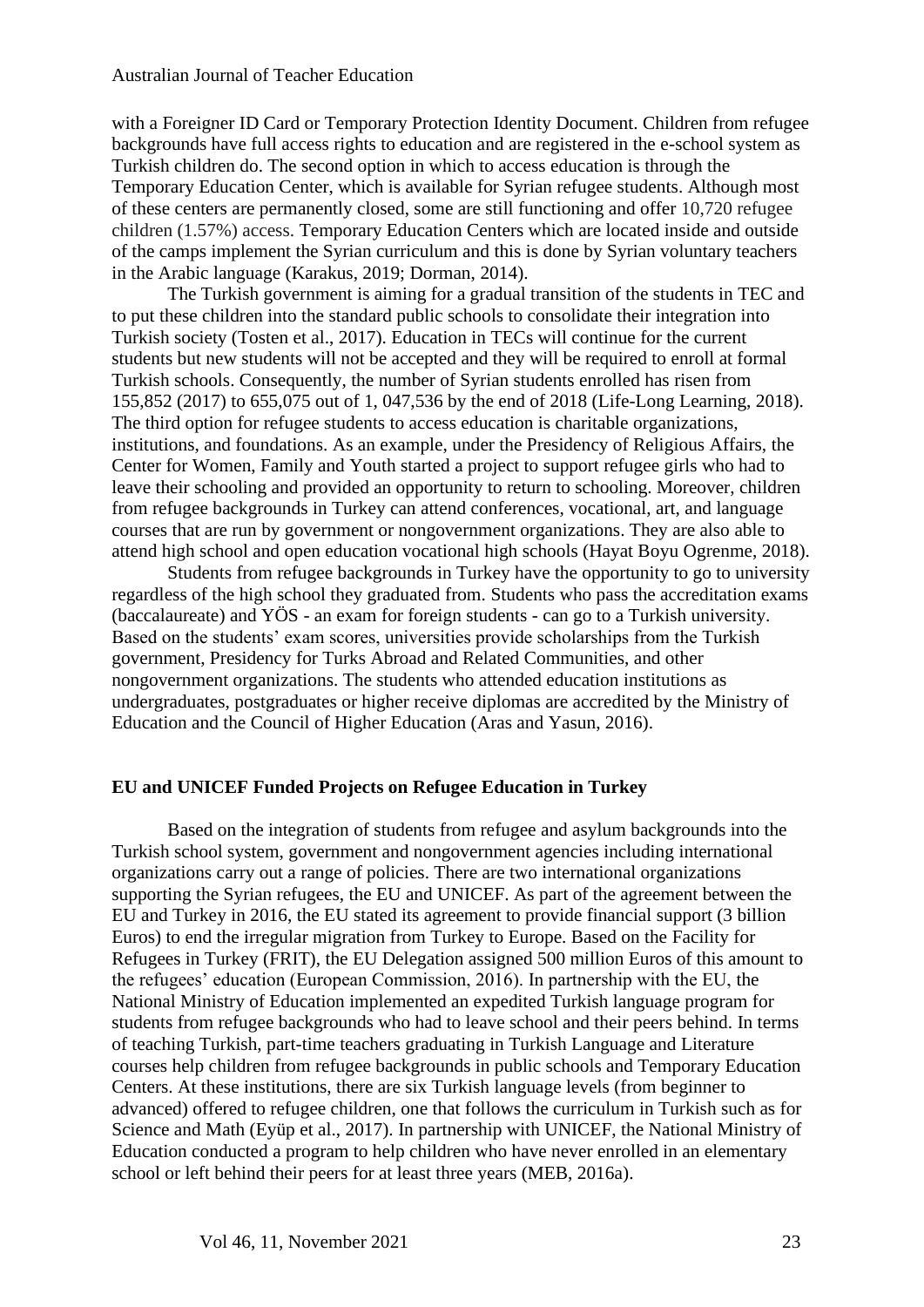with a Foreigner ID Card or Temporary Protection Identity Document. Children from refugee backgrounds have full access rights to education and are registered in the e-school system as Turkish children do. The second option in which to access education is through the Temporary Education Center, which is available for Syrian refugee students. Although most of these centers are permanently closed, some are still functioning and offer 10,720 refugee children (1.57%) access. Temporary Education Centers which are located inside and outside of the camps implement the Syrian curriculum and this is done by Syrian voluntary teachers in the Arabic language (Karakus, 2019; Dorman, 2014).

The Turkish government is aiming for a gradual transition of the students in TEC and to put these children into the standard public schools to consolidate their integration into Turkish society (Tosten et al., 2017). Education in TECs will continue for the current students but new students will not be accepted and they will be required to enroll at formal Turkish schools. Consequently, the number of Syrian students enrolled has risen from 155,852 (2017) to 655,075 out of 1, 047,536 by the end of 2018 (Life-Long Learning, 2018). The third option for refugee students to access education is charitable organizations, institutions, and foundations. As an example, under the Presidency of Religious Affairs, the Center for Women, Family and Youth started a project to support refugee girls who had to leave their schooling and provided an opportunity to return to schooling. Moreover, children from refugee backgrounds in Turkey can attend conferences, vocational, art, and language courses that are run by government or nongovernment organizations. They are also able to attend high school and open education vocational high schools (Hayat Boyu Ogrenme, 2018).

Students from refugee backgrounds in Turkey have the opportunity to go to university regardless of the high school they graduated from. Students who pass the accreditation exams (baccalaureate) and YÖS - an exam for foreign students - can go to a Turkish university. Based on the students' exam scores, universities provide scholarships from the Turkish government, Presidency for Turks Abroad and Related Communities, and other nongovernment organizations. The students who attended education institutions as undergraduates, postgraduates or higher receive diplomas are accredited by the Ministry of Education and the Council of Higher Education (Aras and Yasun, 2016).

## EU and UNICEF Funded Projects on Refugee Education in Turkey

Based on the integration of students from refugee and asylum backgrounds into the Turkish school system, government and nongovernment agencies including international organizations carry out a range of policies. There are two international organizations supporting the Syrian refugees, the EU and UNICEF. As part of the agreement between the EU and Turkey in 2016, the EU stated its agreement to provide financial support (3 billion Euros) to end the irregular migration from Turkey to Europe. Based on the Facility for Refugees in Turkey (FRIT), the EU Delegation assigned 500 million Euros of this amount to the refugees' education (European Commission, 2016). In partnership with the EU, the National Ministry of Education implemented an expedited Turkish language program for students from refugee backgrounds who had to leave school and their peers behind. In terms of teaching Turkish, part-time teachers graduating in Turkish Language and Literature courses help children from refugee backgrounds in public schools and Temporary Education Centers. At these institutions, there are six Turkish language levels (from beginner to advanced) offered to refugee children, one that follows the curriculum in Turkish such as for Science and Math (Eyüp et al., 2017). In partnership with UNICEF, the National Ministry of Education conducted a program to help children who have never enrolled in an elementary school or left behind their peers for at least three years (MEB, 2016a).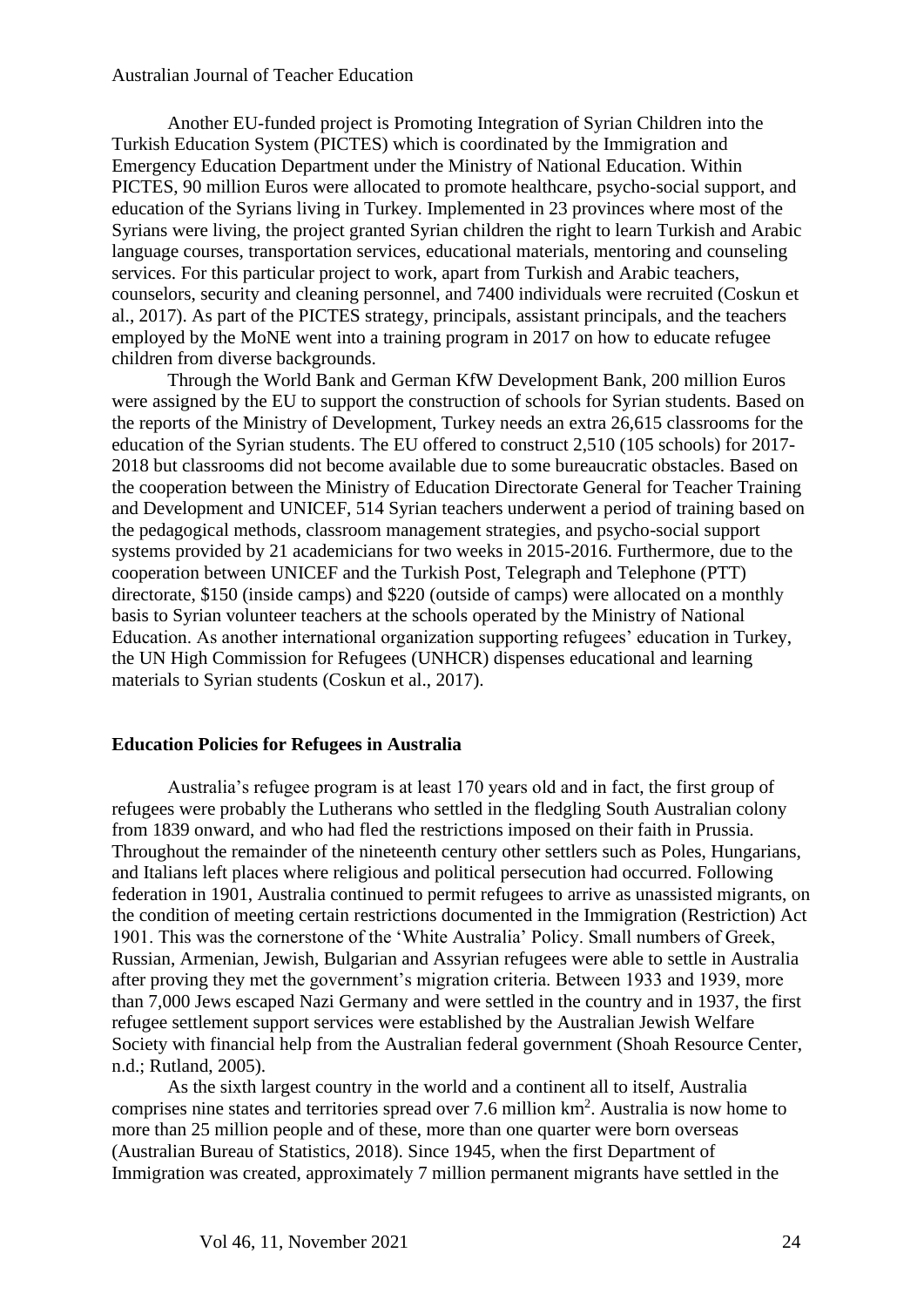Another EU-funded project is Promoting Integration of Syrian Children into the Turkish Education System (PICTES) which is coordinated by the Immigration and Emergency Education Department under the Ministry of National Education. Within PICTES, 90 million Euros were allocated to promote healthcare, psycho-social support, and education of the Syrians living in Turkey. Implemented in 23 provinces where most of the Syrians were living, the project granted Syrian children the right to learn Turkish and Arabic language courses, transportation services, educational materials, mentoring and counseling services. For this particular project to work, apart from Turkish and Arabic teachers, counselors, security and cleaning personnel, and 7400 individuals were recruited (Coskun et al., 2017). As part of the PICTES strategy, principals, assistant principals, and the teachers employed by the MoNE went into a training program in 2017 on how to educate refugee children from diverse backgrounds.

Through the World Bank and German KfW Development Bank, 200 million Euros were assigned by the EU to support the construction of schools for Syrian students. Based on the reports of the Ministry of Development, Turkey needs an extra 26,615 classrooms for the education of the Syrian students. The EU offered to construct 2,510 (105 schools) for 2017-2018 but classrooms did not become available due to some bureaucratic obstacles. Based on the cooperation between the Ministry of Education Directorate General for Teacher Training and Development and UNICEF, 514 Syrian teachers underwent a period of training based on the pedagogical methods, classroom management strategies, and psycho-social support systems provided by 21 academicians for two weeks in 2015-2016. Furthermore, due to the cooperation between UNICEF and the Turkish Post, Telegraph and Telephone (PTT) directorate, \$150 (inside camps) and \$220 (outside of camps) were allocated on a monthly basis to Syrian volunteer teachers at the schools operated by the Ministry of National Education. As another international organization supporting refugees' education in Turkey, the UN High Commission for Refugees (UNHCR) dispenses educational and learning materials to Syrian students (Coskun et al., 2017).

## Education Policies for Refugees in Australia

Australia's refugee program is at least 170 years old and in fact, the first group of refugees were probably the Lutherans who settled in the fledgling South Australian colony from 1839 onward, and who had fled the restrictions imposed on their faith in Prussia. Throughout the remainder of the nineteenth century other settlers such as Poles, Hungarians, and Italians left places where religious and political persecution had occurred. Following federation in 1901, Australia continued to permit refugees to arrive as unassisted migrants, on the condition of meeting certain restrictions documented in the Immigration (Restriction) Act 1901. This was the cornerstone of the 'White Australia' Policy. Small numbers of Greek, Russian, Armenian, Jewish, Bulgarian and Assyrian refugees were able to settle in Australia after proving they met the government's migration criteria. Between 1933 and 1939, more than 7,000 Jews escaped Nazi Germany and were settled in the country and in 1937, the first refugee settlement support services were established by the Australian Jewish Welfare Society with financial help from the Australian federal government (Shoah Resource Center, n.d.; Rutland, 2005).

As the sixth largest country in the world and a continent all to itself, Australia comprises nine states and territories spread over 7.6 million km$^2$. Australia is now home to more than 25 million people and of these, more than one quarter were born overseas (Australian Bureau of Statistics, 2018). Since 1945, when the first Department of Immigration was created, approximately 7 million permanent migrants have settled in the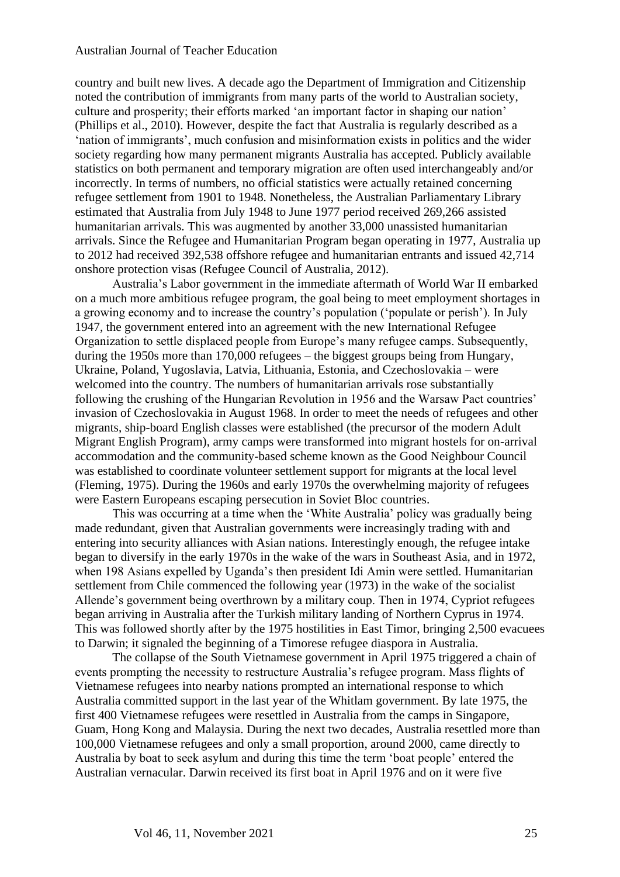country and built new lives. A decade ago the Department of Immigration and Citizenship noted the contribution of immigrants from many parts of the world to Australian society, culture and prosperity; their efforts marked 'an important factor in shaping our nation' (Phillips et al., 2010). However, despite the fact that Australia is regularly described as a 'nation of immigrants', much confusion and misinformation exists in politics and the wider society regarding how many permanent migrants Australia has accepted. Publicly available statistics on both permanent and temporary migration are often used interchangeably and/or incorrectly. In terms of numbers, no official statistics were actually retained concerning refugee settlement from 1901 to 1948. Nonetheless, the Australian Parliamentary Library estimated that Australia from July 1948 to June 1977 period received 269,266 assisted humanitarian arrivals. This was augmented by another 33,000 unassisted humanitarian arrivals. Since the Refugee and Humanitarian Program began operating in 1977, Australia up to 2012 had received 392,538 offshore refugee and humanitarian entrants and issued 42,714 onshore protection visas (Refugee Council of Australia, 2012).

Australia's Labor government in the immediate aftermath of World War II embarked on a much more ambitious refugee program, the goal being to meet employment shortages in a growing economy and to increase the country's population ('populate or perish'). In July 1947, the government entered into an agreement with the new International Refugee Organization to settle displaced people from Europe's many refugee camps. Subsequently, during the 1950s more than 170,000 refugees – the biggest groups being from Hungary, Ukraine, Poland, Yugoslavia, Latvia, Lithuania, Estonia, and Czechoslovakia – were welcomed into the country. The numbers of humanitarian arrivals rose substantially following the crushing of the Hungarian Revolution in 1956 and the Warsaw Pact countries' invasion of Czechoslovakia in August 1968. In order to meet the needs of refugees and other migrants, ship-board English classes were established (the precursor of the modern Adult Migrant English Program), army camps were transformed into migrant hostels for on-arrival accommodation and the community-based scheme known as the Good Neighbour Council was established to coordinate volunteer settlement support for migrants at the local level (Fleming, 1975). During the 1960s and early 1970s the overwhelming majority of refugees were Eastern Europeans escaping persecution in Soviet Bloc countries.

This was occurring at a time when the 'White Australia' policy was gradually being made redundant, given that Australian governments were increasingly trading with and entering into security alliances with Asian nations. Interestingly enough, the refugee intake began to diversify in the early 1970s in the wake of the wars in Southeast Asia, and in 1972, when 198 Asians expelled by Uganda's then president Idi Amin were settled. Humanitarian settlement from Chile commenced the following year (1973) in the wake of the socialist Allende's government being overthrown by a military coup. Then in 1974, Cypriot refugees began arriving in Australia after the Turkish military landing of Northern Cyprus in 1974. This was followed shortly after by the 1975 hostilities in East Timor, bringing 2,500 evacuees to Darwin; it signaled the beginning of a Timorese refugee diaspora in Australia.

The collapse of the South Vietnamese government in April 1975 triggered a chain of events prompting the necessity to restructure Australia's refugee program. Mass flights of Vietnamese refugees into nearby nations prompted an international response to which Australia committed support in the last year of the Whitlam government. By late 1975, the first 400 Vietnamese refugees were resettled in Australia from the camps in Singapore, Guam, Hong Kong and Malaysia. During the next two decades, Australia resettled more than 100,000 Vietnamese refugees and only a small proportion, around 2000, came directly to Australia by boat to seek asylum and during this time the term 'boat people' entered the Australian vernacular. Darwin received its first boat in April 1976 and on it were five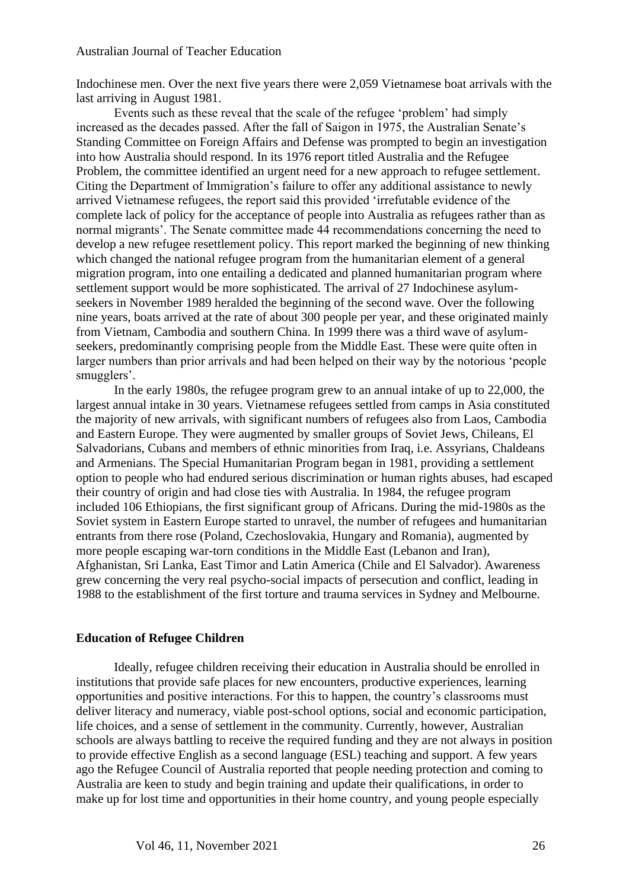Indochinese men. Over the next five years there were 2,059 Vietnamese boat arrivals with the last arriving in August 1981.

Events such as these reveal that the scale of the refugee 'problem' had simply increased as the decades passed. After the fall of Saigon in 1975, the Australian Senate's Standing Committee on Foreign Affairs and Defense was prompted to begin an investigation into how Australia should respond. In its 1976 report titled Australia and the Refugee Problem, the committee identified an urgent need for a new approach to refugee settlement. Citing the Department of Immigration's failure to offer any additional assistance to newly arrived Vietnamese refugees, the report said this provided 'irrefutable evidence of the complete lack of policy for the acceptance of people into Australia as refugees rather than as normal migrants'. The Senate committee made 44 recommendations concerning the need to develop a new refugee resettlement policy. This report marked the beginning of new thinking which changed the national refugee program from the humanitarian element of a general migration program, into one entailing a dedicated and planned humanitarian program where settlement support would be more sophisticated. The arrival of 27 Indochinese asylum-seekers in November 1989 heralded the beginning of the second wave. Over the following nine years, boats arrived at the rate of about 300 people per year, and these originated mainly from Vietnam, Cambodia and southern China. In 1999 there was a third wave of asylum-seekers, predominantly comprising people from the Middle East. These were quite often in larger numbers than prior arrivals and had been helped on their way by the notorious 'people smugglers'.

In the early 1980s, the refugee program grew to an annual intake of up to 22,000, the largest annual intake in 30 years. Vietnamese refugees settled from camps in Asia constituted the majority of new arrivals, with significant numbers of refugees also from Laos, Cambodia and Eastern Europe. They were augmented by smaller groups of Soviet Jews, Chileans, El Salvadorians, Cubans and members of ethnic minorities from Iraq, i.e. Assyrians, Chaldeans and Armenians. The Special Humanitarian Program began in 1981, providing a settlement option to people who had endured serious discrimination or human rights abuses, had escaped their country of origin and had close ties with Australia. In 1984, the refugee program included 106 Ethiopians, the first significant group of Africans. During the mid-1980s as the Soviet system in Eastern Europe started to unravel, the number of refugees and humanitarian entrants from there rose (Poland, Czechoslovakia, Hungary and Romania), augmented by more people escaping war-torn conditions in the Middle East (Lebanon and Iran), Afghanistan, Sri Lanka, East Timor and Latin America (Chile and El Salvador). Awareness grew concerning the very real psycho-social impacts of persecution and conflict, leading in 1988 to the establishment of the first torture and trauma services in Sydney and Melbourne.

## Education of Refugee Children

Ideally, refugee children receiving their education in Australia should be enrolled in institutions that provide safe places for new encounters, productive experiences, learning opportunities and positive interactions. For this to happen, the country's classrooms must deliver literacy and numeracy, viable post-school options, social and economic participation, life choices, and a sense of settlement in the community. Currently, however, Australian schools are always battling to receive the required funding and they are not always in position to provide effective English as a second language (ESL) teaching and support. A few years ago the Refugee Council of Australia reported that people needing protection and coming to Australia are keen to study and begin training and update their qualifications, in order to make up for lost time and opportunities in their home country, and young people especially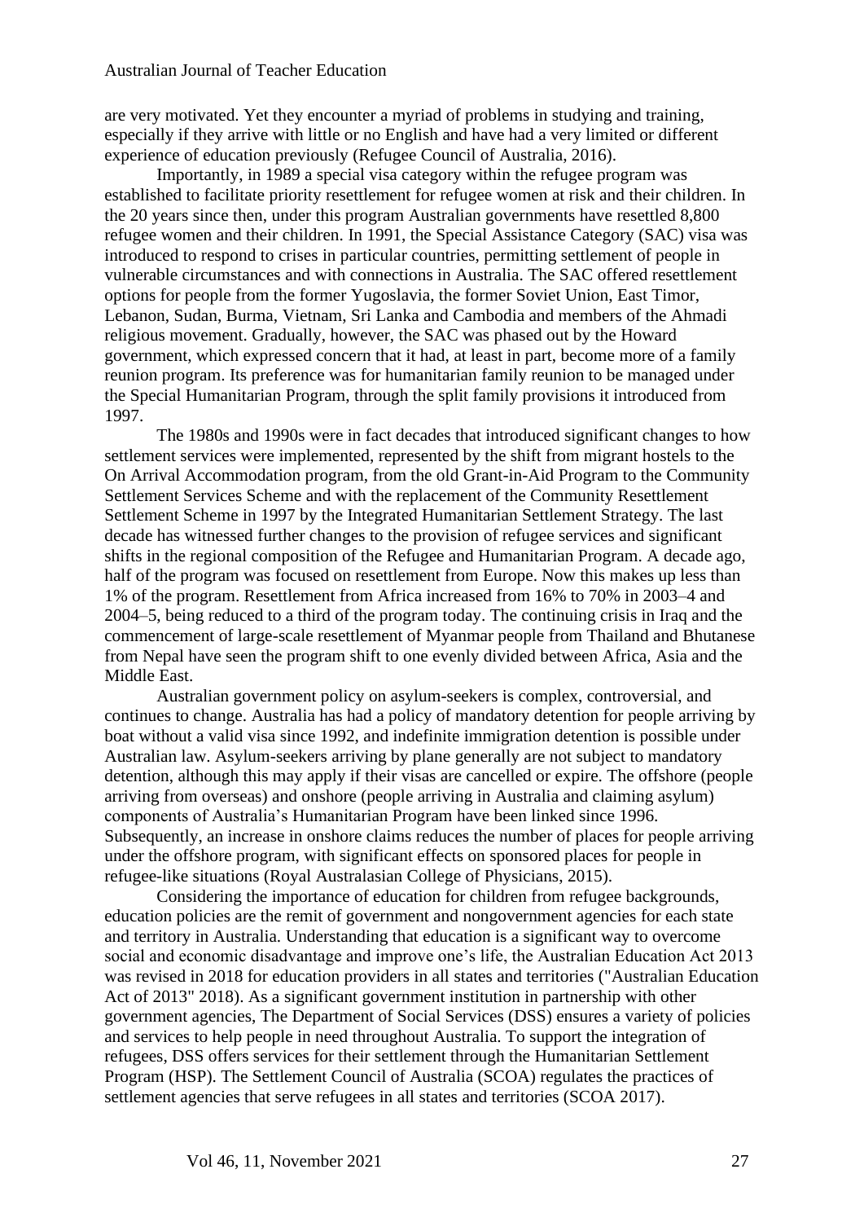are very motivated. Yet they encounter a myriad of problems in studying and training, especially if they arrive with little or no English and have had a very limited or different experience of education previously (Refugee Council of Australia, 2016).

Importantly, in 1989 a special visa category within the refugee program was established to facilitate priority resettlement for refugee women at risk and their children. In the 20 years since then, under this program Australian governments have resettled 8,800 refugee women and their children. In 1991, the Special Assistance Category (SAC) visa was introduced to respond to crises in particular countries, permitting settlement of people in vulnerable circumstances and with connections in Australia. The SAC offered resettlement options for people from the former Yugoslavia, the former Soviet Union, East Timor, Lebanon, Sudan, Burma, Vietnam, Sri Lanka and Cambodia and members of the Ahmadi religious movement. Gradually, however, the SAC was phased out by the Howard government, which expressed concern that it had, at least in part, become more of a family reunion program. Its preference was for humanitarian family reunion to be managed under the Special Humanitarian Program, through the split family provisions it introduced from 1997.

The 1980s and 1990s were in fact decades that introduced significant changes to how settlement services were implemented, represented by the shift from migrant hostels to the On Arrival Accommodation program, from the old Grant-in-Aid Program to the Community Settlement Services Scheme and with the replacement of the Community Resettlement Settlement Scheme in 1997 by the Integrated Humanitarian Settlement Strategy. The last decade has witnessed further changes to the provision of refugee services and significant shifts in the regional composition of the Refugee and Humanitarian Program. A decade ago, half of the program was focused on resettlement from Europe. Now this makes up less than 1% of the program. Resettlement from Africa increased from 16% to 70% in 2003–4 and 2004–5, being reduced to a third of the program today. The continuing crisis in Iraq and the commencement of large-scale resettlement of Myanmar people from Thailand and Bhutanese from Nepal have seen the program shift to one evenly divided between Africa, Asia and the Middle East.

Australian government policy on asylum-seekers is complex, controversial, and continues to change. Australia has had a policy of mandatory detention for people arriving by boat without a valid visa since 1992, and indefinite immigration detention is possible under Australian law. Asylum-seekers arriving by plane generally are not subject to mandatory detention, although this may apply if their visas are cancelled or expire. The offshore (people arriving from overseas) and onshore (people arriving in Australia and claiming asylum) components of Australia's Humanitarian Program have been linked since 1996. Subsequently, an increase in onshore claims reduces the number of places for people arriving under the offshore program, with significant effects on sponsored places for people in refugee-like situations (Royal Australasian College of Physicians, 2015).

Considering the importance of education for children from refugee backgrounds, education policies are the remit of government and nongovernment agencies for each state and territory in Australia. Understanding that education is a significant way to overcome social and economic disadvantage and improve one's life, the Australian Education Act 2013 was revised in 2018 for education providers in all states and territories ("Australian Education Act of 2013" 2018). As a significant government institution in partnership with other government agencies, The Department of Social Services (DSS) ensures a variety of policies and services to help people in need throughout Australia. To support the integration of refugees, DSS offers services for their settlement through the Humanitarian Settlement Program (HSP). The Settlement Council of Australia (SCOA) regulates the practices of settlement agencies that serve refugees in all states and territories (SCOA 2017).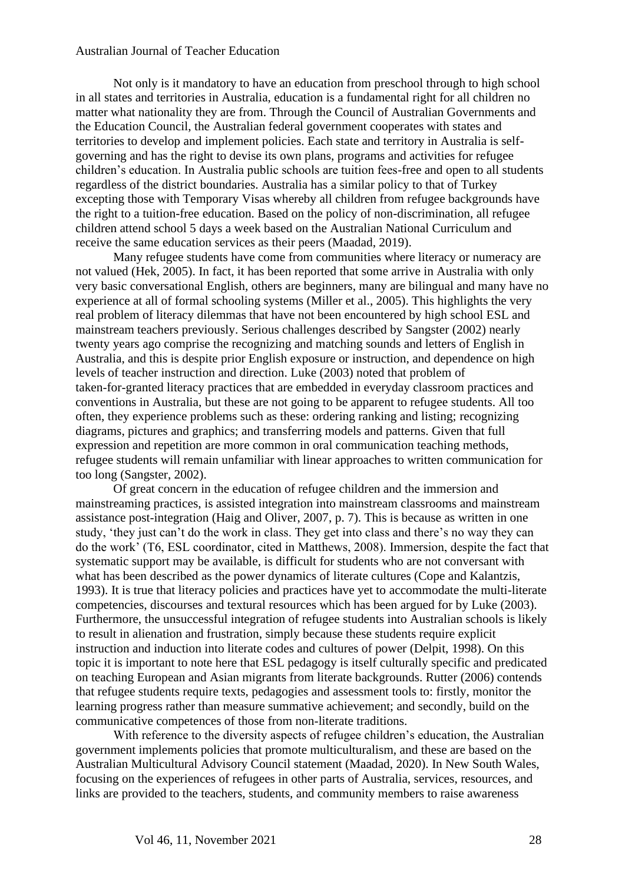Not only is it mandatory to have an education from preschool through to high school in all states and territories in Australia, education is a fundamental right for all children no matter what nationality they are from. Through the Council of Australian Governments and the Education Council, the Australian federal government cooperates with states and territories to develop and implement policies. Each state and territory in Australia is self-governing and has the right to devise its own plans, programs and activities for refugee children's education. In Australia public schools are tuition fees-free and open to all students regardless of the district boundaries. Australia has a similar policy to that of Turkey excepting those with Temporary Visas whereby all children from refugee backgrounds have the right to a tuition-free education. Based on the policy of non-discrimination, all refugee children attend school 5 days a week based on the Australian National Curriculum and receive the same education services as their peers (Maadad, 2019).

Many refugee students have come from communities where literacy or numeracy are not valued (Hek, 2005). In fact, it has been reported that some arrive in Australia with only very basic conversational English, others are beginners, many are bilingual and many have no experience at all of formal schooling systems (Miller et al., 2005). This highlights the very real problem of literacy dilemmas that have not been encountered by high school ESL and mainstream teachers previously. Serious challenges described by Sangster (2002) nearly twenty years ago comprise the recognizing and matching sounds and letters of English in Australia, and this is despite prior English exposure or instruction, and dependence on high levels of teacher instruction and direction. Luke (2003) noted that problem of taken-for-granted literacy practices that are embedded in everyday classroom practices and conventions in Australia, but these are not going to be apparent to refugee students. All too often, they experience problems such as these: ordering ranking and listing; recognizing diagrams, pictures and graphics; and transferring models and patterns. Given that full expression and repetition are more common in oral communication teaching methods, refugee students will remain unfamiliar with linear approaches to written communication for too long (Sangster, 2002).

Of great concern in the education of refugee children and the immersion and mainstreaming practices, is assisted integration into mainstream classrooms and mainstream assistance post-integration (Haig and Oliver, 2007, p. 7). This is because as written in one study, 'they just can't do the work in class. They get into class and there's no way they can do the work' (T6, ESL coordinator, cited in Matthews, 2008). Immersion, despite the fact that systematic support may be available, is difficult for students who are not conversant with what has been described as the power dynamics of literate cultures (Cope and Kalantzis, 1993). It is true that literacy policies and practices have yet to accommodate the multi-literate competencies, discourses and textural resources which has been argued for by Luke (2003). Furthermore, the unsuccessful integration of refugee students into Australian schools is likely to result in alienation and frustration, simply because these students require explicit instruction and induction into literate codes and cultures of power (Delpit, 1998). On this topic it is important to note here that ESL pedagogy is itself culturally specific and predicated on teaching European and Asian migrants from literate backgrounds. Rutter (2006) contends that refugee students require texts, pedagogies and assessment tools to: firstly, monitor the learning progress rather than measure summative achievement; and secondly, build on the communicative competences of those from non-literate traditions.

With reference to the diversity aspects of refugee children's education, the Australian government implements policies that promote multiculturalism, and these are based on the Australian Multicultural Advisory Council statement (Maadad, 2020). In New South Wales, focusing on the experiences of refugees in other parts of Australia, services, resources, and links are provided to the teachers, students, and community members to raise awareness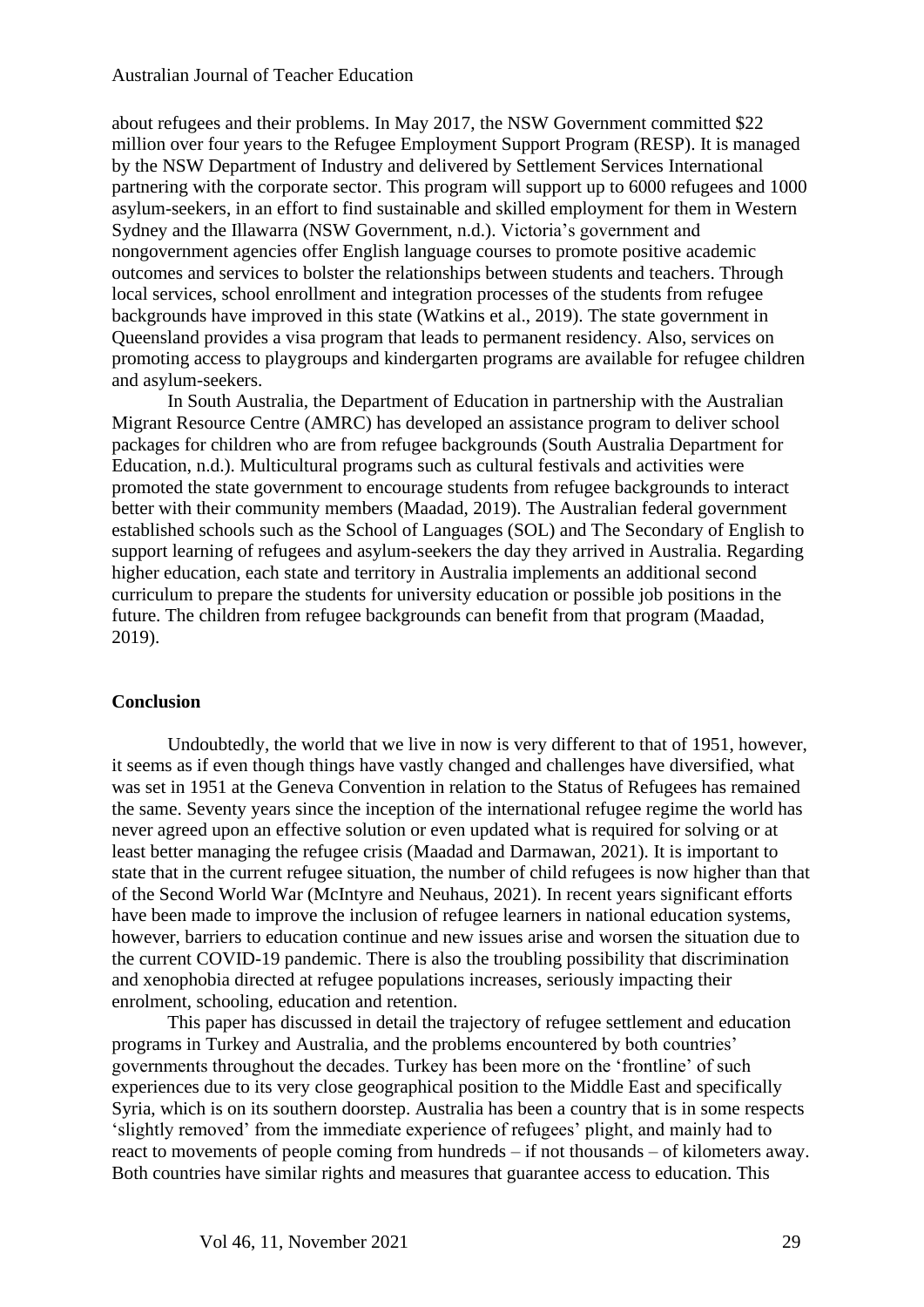about refugees and their problems. In May 2017, the NSW Government committed $22 million over four years to the Refugee Employment Support Program (RESP). It is managed by the NSW Department of Industry and delivered by Settlement Services International partnering with the corporate sector. This program will support up to 6000 refugees and 1000 asylum-seekers, in an effort to find sustainable and skilled employment for them in Western Sydney and the Illawarra (NSW Government, n.d.). Victoria's government and nongovernment agencies offer English language courses to promote positive academic outcomes and services to bolster the relationships between students and teachers. Through local services, school enrollment and integration processes of the students from refugee backgrounds have improved in this state (Watkins et al., 2019). The state government in Queensland provides a visa program that leads to permanent residency. Also, services on promoting access to playgroups and kindergarten programs are available for refugee children and asylum-seekers.

In South Australia, the Department of Education in partnership with the Australian Migrant Resource Centre (AMRC) has developed an assistance program to deliver school packages for children who are from refugee backgrounds (South Australia Department for Education, n.d.). Multicultural programs such as cultural festivals and activities were promoted the state government to encourage students from refugee backgrounds to interact better with their community members (Maadad, 2019). The Australian federal government established schools such as the School of Languages (SOL) and The Secondary of English to support learning of refugees and asylum-seekers the day they arrived in Australia. Regarding higher education, each state and territory in Australia implements an additional second curriculum to prepare the students for university education or possible job positions in the future. The children from refugee backgrounds can benefit from that program (Maadad, 2019).

## Conclusion

Undoubtedly, the world that we live in now is very different to that of 1951, however, it seems as if even though things have vastly changed and challenges have diversified, what was set in 1951 at the Geneva Convention in relation to the Status of Refugees has remained the same. Seventy years since the inception of the international refugee regime the world has never agreed upon an effective solution or even updated what is required for solving or at least better managing the refugee crisis (Maadad and Darmawan, 2021). It is important to state that in the current refugee situation, the number of child refugees is now higher than that of the Second World War (McIntyre and Neuhaus, 2021). In recent years significant efforts have been made to improve the inclusion of refugee learners in national education systems, however, barriers to education continue and new issues arise and worsen the situation due to the current COVID-19 pandemic. There is also the troubling possibility that discrimination and xenophobia directed at refugee populations increases, seriously impacting their enrolment, schooling, education and retention.

This paper has discussed in detail the trajectory of refugee settlement and education programs in Turkey and Australia, and the problems encountered by both countries' governments throughout the decades. Turkey has been more on the 'frontline' of such experiences due to its very close geographical position to the Middle East and specifically Syria, which is on its southern doorstep. Australia has been a country that is in some respects 'slightly removed' from the immediate experience of refugees' plight, and mainly had to react to movements of people coming from hundreds – if not thousands – of kilometers away. Both countries have similar rights and measures that guarantee access to education. This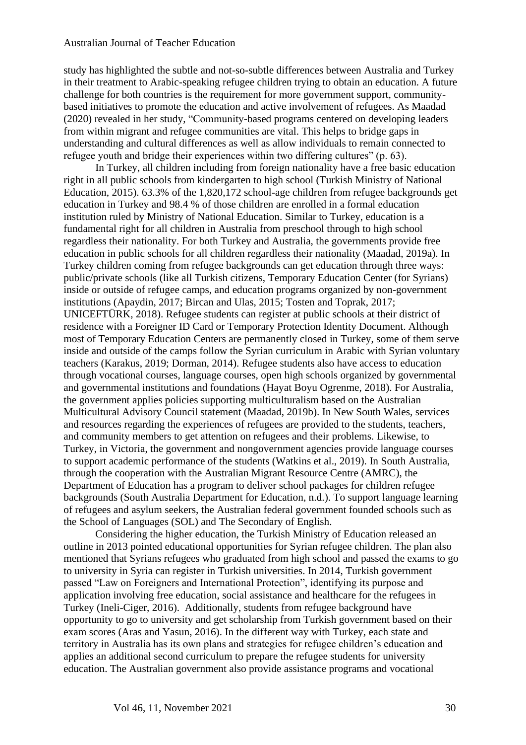study has highlighted the subtle and not-so-subtle differences between Australia and Turkey in their treatment to Arabic-speaking refugee children trying to obtain an education. A future challenge for both countries is the requirement for more government support, community-based initiatives to promote the education and active involvement of refugees. As Maadad (2020) revealed in her study, "Community-based programs centered on developing leaders from within migrant and refugee communities are vital. This helps to bridge gaps in understanding and cultural differences as well as allow individuals to remain connected to refugee youth and bridge their experiences within two differing cultures" (p. 63).

In Turkey, all children including from foreign nationality have a free basic education right in all public schools from kindergarten to high school (Turkish Ministry of National Education, 2015). 63.3% of the 1,820,172 school-age children from refugee backgrounds get education in Turkey and 98.4 % of those children are enrolled in a formal education institution ruled by Ministry of National Education. Similar to Turkey, education is a fundamental right for all children in Australia from preschool through to high school regardless their nationality. For both Turkey and Australia, the governments provide free education in public schools for all children regardless their nationality (Maadad, 2019a). In Turkey children coming from refugee backgrounds can get education through three ways: public/private schools (like all Turkish citizens, Temporary Education Center (for Syrians) inside or outside of refugee camps, and education programs organized by non-government institutions (Apaydin, 2017; Bircan and Ulas, 2015; Tosten and Toprak, 2017; UNICEFTÜRK, 2018). Refugee students can register at public schools at their district of residence with a Foreigner ID Card or Temporary Protection Identity Document. Although most of Temporary Education Centers are permanently closed in Turkey, some of them serve inside and outside of the camps follow the Syrian curriculum in Arabic with Syrian voluntary teachers (Karakus, 2019; Dorman, 2014). Refugee students also have access to education through vocational courses, language courses, open high schools organized by governmental and governmental institutions and foundations (Hayat Boyu Ogrenme, 2018). For Australia, the government applies policies supporting multiculturalism based on the Australian Multicultural Advisory Council statement (Maadad, 2019b). In New South Wales, services and resources regarding the experiences of refugees are provided to the students, teachers, and community members to get attention on refugees and their problems. Likewise, to Turkey, in Victoria, the government and nongovernment agencies provide language courses to support academic performance of the students (Watkins et al., 2019). In South Australia, through the cooperation with the Australian Migrant Resource Centre (AMRC), the Department of Education has a program to deliver school packages for children refugee backgrounds (South Australia Department for Education, n.d.). To support language learning of refugees and asylum seekers, the Australian federal government founded schools such as the School of Languages (SOL) and The Secondary of English.

Considering the higher education, the Turkish Ministry of Education released an outline in 2013 pointed educational opportunities for Syrian refugee children. The plan also mentioned that Syrians refugees who graduated from high school and passed the exams to go to university in Syria can register in Turkish universities. In 2014, Turkish government passed "Law on Foreigners and International Protection", identifying its purpose and application involving free education, social assistance and healthcare for the refugees in Turkey (Ineli-Ciger, 2016). Additionally, students from refugee background have opportunity to go to university and get scholarship from Turkish government based on their exam scores (Aras and Yasun, 2016). In the different way with Turkey, each state and territory in Australia has its own plans and strategies for refugee children's education and applies an additional second curriculum to prepare the refugee students for university education. The Australian government also provide assistance programs and vocational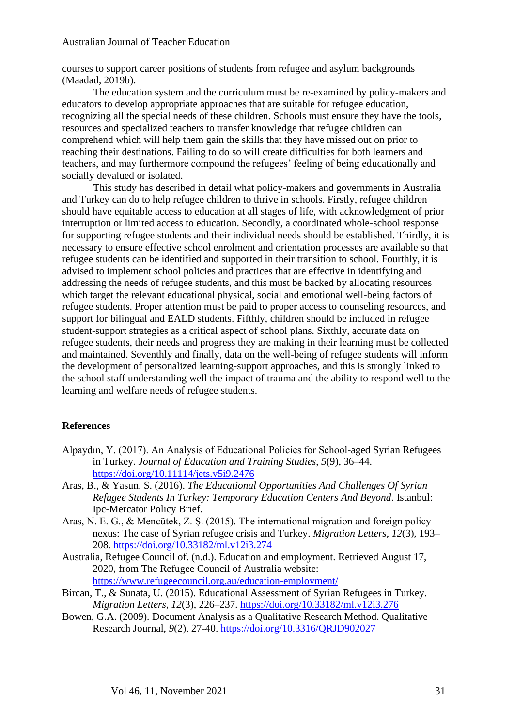courses to support career positions of students from refugee and asylum backgrounds (Maadad, 2019b).

The education system and the curriculum must be re-examined by policy-makers and educators to develop appropriate approaches that are suitable for refugee education, recognizing all the special needs of these children. Schools must ensure they have the tools, resources and specialized teachers to transfer knowledge that refugee children can comprehend which will help them gain the skills that they have missed out on prior to reaching their destinations. Failing to do so will create difficulties for both learners and teachers, and may furthermore compound the refugees' feeling of being educationally and socially devalued or isolated.

This study has described in detail what policy-makers and governments in Australia and Turkey can do to help refugee children to thrive in schools. Firstly, refugee children should have equitable access to education at all stages of life, with acknowledgment of prior interruption or limited access to education. Secondly, a coordinated whole-school response for supporting refugee students and their individual needs should be established. Thirdly, it is necessary to ensure effective school enrolment and orientation processes are available so that refugee students can be identified and supported in their transition to school. Fourthly, it is advised to implement school policies and practices that are effective in identifying and addressing the needs of refugee students, and this must be backed by allocating resources which target the relevant educational physical, social and emotional well-being factors of refugee students. Proper attention must be paid to proper access to counseling resources, and support for bilingual and EALD students. Fifthly, children should be included in refugee student-support strategies as a critical aspect of school plans. Sixthly, accurate data on refugee students, their needs and progress they are making in their learning must be collected and maintained. Seventhly and finally, data on the well-being of refugee students will inform the development of personalized learning-support approaches, and this is strongly linked to the school staff understanding well the impact of trauma and the ability to respond well to the learning and welfare needs of refugee students.

## References

Alpaydın, Y. (2017). An Analysis of Educational Policies for School-aged Syrian Refugees in Turkey. *Journal of Education and Training Studies*, *5*(9), 36–44. https://doi.org/10.11114/jets.v5i9.2476

Aras, B., & Yasun, S. (2016). *The Educational Opportunities And Challenges Of Syrian Refugee Students In Turkey: Temporary Education Centers And Beyond*. Istanbul: Ipc-Mercator Policy Brief.

Aras, N. E. G., & Mencütek, Z. Ş. (2015). The international migration and foreign policy nexus: The case of Syrian refugee crisis and Turkey. *Migration Letters*, *12*(3), 193–208. https://doi.org/10.33182/ml.v12i3.274

Australia, Refugee Council of. (n.d.). Education and employment. Retrieved August 17, 2020, from The Refugee Council of Australia website: https://www.refugeecouncil.org.au/education-employment/

Bircan, T., & Sunata, U. (2015). Educational Assessment of Syrian Refugees in Turkey. *Migration Letters*, *12*(3), 226–237. https://doi.org/10.33182/ml.v12i3.276

Bowen, G.A. (2009). Document Analysis as a Qualitative Research Method. Qualitative Research Journal, *9*(2), 27-40. https://doi.org/10.3316/QRJD902027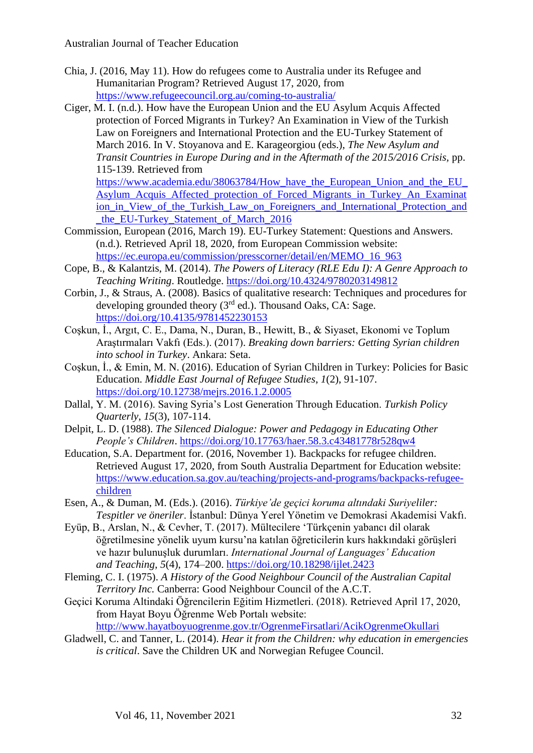Chia, J. (2016, May 11). How do refugees come to Australia under its Refugee and Humanitarian Program? Retrieved August 17, 2020, from https://www.refugeecouncil.org.au/coming-to-australia/

Ciger, M. I. (n.d.). How have the European Union and the EU Asylum Acquis Affected protection of Forced Migrants in Turkey? An Examination in View of the Turkish Law on Foreigners and International Protection and the EU-Turkey Statement of March 2016. In V. Stoyanova and E. Karageorgiou (eds.), *The New Asylum and Transit Countries in Europe During and in the Aftermath of the 2015/2016 Crisis*, pp. 115-139. Retrieved from https://www.academia.edu/38063784/How_have_the_European_Union_and_the_EU_Asylum_Acquis_Affected_protection_of_Forced_Migrants_in_Turkey_An_Examination_in_View_of_the_Turkish_Law_on_Foreigners_and_International_Protection_and_the_EU-Turkey_Statement_of_March_2016

Commission, European (2016, March 19). EU-Turkey Statement: Questions and Answers. (n.d.). Retrieved April 18, 2020, from European Commission website: https://ec.europa.eu/commission/presscorner/detail/en/MEMO_16_963

Cope, B., & Kalantzis, M. (2014). *The Powers of Literacy (RLE Edu I): A Genre Approach to Teaching Writing*. Routledge. https://doi.org/10.4324/9780203149812

Corbin, J., & Straus, A. (2008). Basics of qualitative research: Techniques and procedures for developing grounded theory (3rd ed.). Thousand Oaks, CA: Sage. https://doi.org/10.4135/9781452230153

Coşkun, İ., Argıt, C. E., Dama, N., Duran, B., Hewitt, B., & Siyaset, Ekonomi ve Toplum Araştırmaları Vakfı (Eds.). (2017). *Breaking down barriers: Getting Syrian children into school in Turkey*. Ankara: Seta.

Coşkun, İ., & Emin, M. N. (2016). Education of Syrian Children in Turkey: Policies for Basic Education. *Middle East Journal of Refugee Studies*, *1*(2), 91-107. https://doi.org/10.12738/mejrs.2016.1.2.0005

Dallal, Y. M. (2016). Saving Syria's Lost Generation Through Education. *Turkish Policy Quarterly*, *15*(3), 107-114.

Delpit, L. D. (1988). *The Silenced Dialogue: Power and Pedagogy in Educating Other People's Children*. https://doi.org/10.17763/haer.58.3.c43481778r528qw4

Education, S.A. Department for. (2016, November 1). Backpacks for refugee children. Retrieved August 17, 2020, from South Australia Department for Education website: https://www.education.sa.gov.au/teaching/projects-and-programs/backpacks-refugee-children

Esen, A., & Duman, M. (Eds.). (2016). *Türkiye'de geçici koruma altındaki Suriyeliler: Tespitler ve öneriler*. İstanbul: Dünya Yerel Yönetim ve Demokrasi Akademisi Vakfı.

Eyüp, B., Arslan, N., & Cevher, T. (2017). Mültecilere 'Türkçenin yabancı dil olarak öğretilmesine yönelik uyum kursu'na katılan öğreticilerin kurs hakkındaki görüşleri ve hazır bulunuşluk durumları. *International Journal of Languages' Education and Teaching*, *5*(4), 174–200. https://doi.org/10.18298/ijlet.2423

Fleming, C. I. (1975). *A History of the Good Neighbour Council of the Australian Capital Territory Inc.* Canberra: Good Neighbour Council of the A.C.T.

Geçici Koruma Altindaki Öğrencilerin Eğitim Hizmetleri. (2018). Retrieved April 17, 2020, from Hayat Boyu Öğrenme Web Portalı website: http://www.hayatboyuogrenme.gov.tr/OgrenmeFirsatlari/AcikOgrenmeOkullari

Gladwell, C. and Tanner, L. (2014). *Hear it from the Children: why education in emergencies is critical*. Save the Children UK and Norwegian Refugee Council.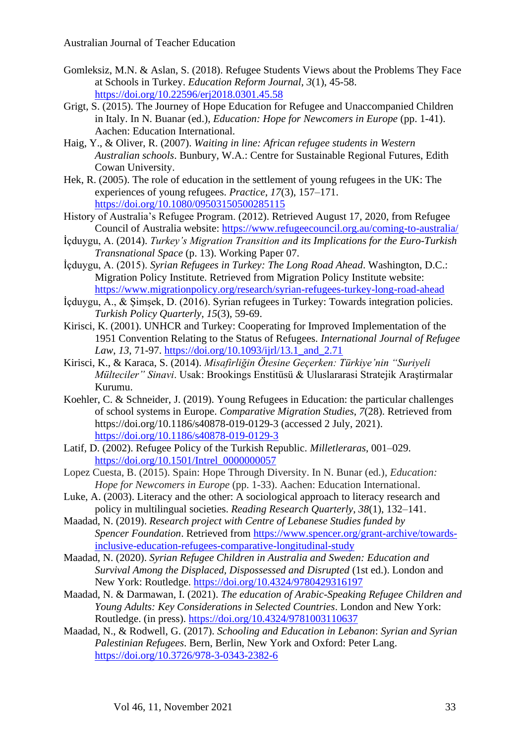Gomleksiz, M.N. & Aslan, S. (2018). Refugee Students Views about the Problems They Face at Schools in Turkey. *Education Reform Journal*, *3*(1), 45-58. https://doi.org/10.22596/erj2018.0301.45.58

Grigt, S. (2015). The Journey of Hope Education for Refugee and Unaccompanied Children in Italy. In N. Buanar (ed.), *Education: Hope for Newcomers in Europe* (pp. 1-41). Aachen: Education International.

Haig, Y., & Oliver, R. (2007). *Waiting in line: African refugee students in Western Australian schools*. Bunbury, W.A.: Centre for Sustainable Regional Futures, Edith Cowan University.

Hek, R. (2005). The role of education in the settlement of young refugees in the UK: The experiences of young refugees. *Practice*, *17*(3), 157–171. https://doi.org/10.1080/09503150500285115

History of Australia's Refugee Program. (2012). Retrieved August 17, 2020, from Refugee Council of Australia website: https://www.refugeecouncil.org.au/coming-to-australia/

İçduygu, A. (2014). *Turkey's Migration Transition and its Implications for the Euro-Turkish Transnational Space* (p. 13). Working Paper 07.

İçduygu, A. (2015). *Syrian Refugees in Turkey: The Long Road Ahead*. Washington, D.C.: Migration Policy Institute. Retrieved from Migration Policy Institute website: https://www.migrationpolicy.org/research/syrian-refugees-turkey-long-road-ahead

İçduygu, A., & Şimşek, D. (2016). Syrian refugees in Turkey: Towards integration policies. *Turkish Policy Quarterly*, *15*(3), 59-69.

Kirisci, K. (2001). UNHCR and Turkey: Cooperating for Improved Implementation of the 1951 Convention Relating to the Status of Refugees. *International Journal of Refugee Law*, *13*, 71-97. https://doi.org/10.1093/ijrl/13.1_and_2.71

Kirisci, K., & Karaca, S. (2014). *Misafirliğin Ötesine Geçerken: Türkiye'nin "Suriyeli Mülteciler" Sinavi*. Usak: Brookings Enstitüsü & Uluslararasi Stratejik Araştirmalar Kurumu.

Koehler, C. & Schneider, J. (2019). Young Refugees in Education: the particular challenges of school systems in Europe. *Comparative Migration Studies*, *7*(28). Retrieved from https://doi.org/10.1186/s40878-019-0129-3 (accessed 2 July, 2021). https://doi.org/10.1186/s40878-019-0129-3

Latif, D. (2002). Refugee Policy of the Turkish Republic. *Milletleraras*, 001–029. https://doi.org/10.1501/Intrel_0000000057

Lopez Cuesta, B. (2015). Spain: Hope Through Diversity. In N. Bunar (ed.), *Education: Hope for Newcomers in Europe* (pp. 1-33). Aachen: Education International.

Luke, A. (2003). Literacy and the other: A sociological approach to literacy research and policy in multilingual societies. *Reading Research Quarterly*, *38*(1), 132–141.

Maadad, N. (2019). *Research project with Centre of Lebanese Studies funded by Spencer Foundation*. Retrieved from https://www.spencer.org/grant-archive/towards-inclusive-education-refugees-comparative-longitudinal-study

Maadad, N. (2020). *Syrian Refugee Children in Australia and Sweden: Education and Survival Among the Displaced, Dispossessed and Disrupted* (1st ed.). London and New York: Routledge. https://doi.org/10.4324/9780429316197

Maadad, N. & Darmawan, I. (2021). *The education of Arabic-Speaking Refugee Children and Young Adults: Key Considerations in Selected Countries*. London and New York: Routledge. (in press). https://doi.org/10.4324/9781003110637

Maadad, N., & Rodwell, G. (2017). *Schooling and Education in Lebanon*: *Syrian and Syrian Palestinian Refugees*. Bern, Berlin, New York and Oxford: Peter Lang. https://doi.org/10.3726/978-3-0343-2382-6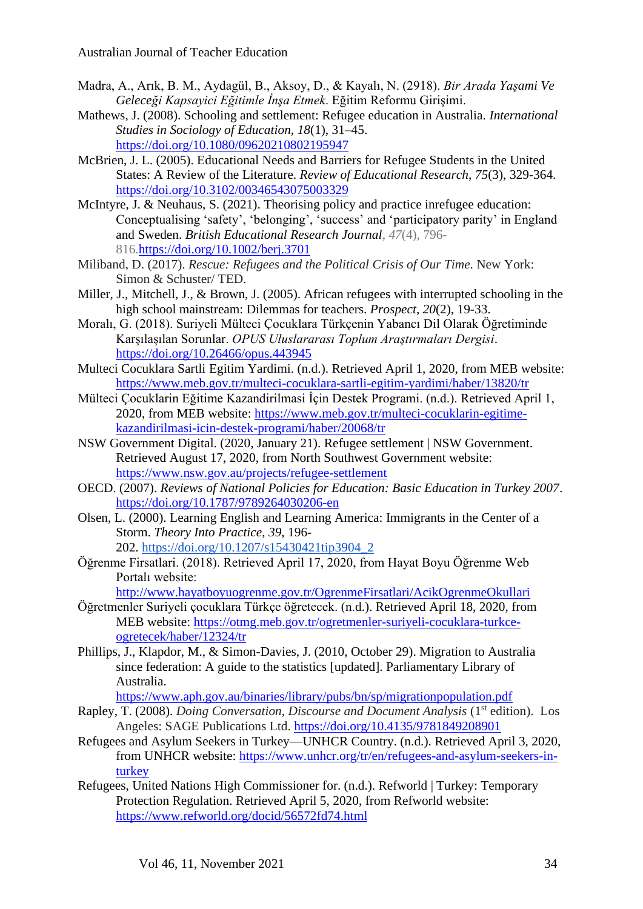Madra, A., Arık, B. M., Aydagül, B., Aksoy, D., & Kayalı, N. (2918). *Bir Arada Yaşami Ve Geleceği Kapsayici Eğitimle İnşa Etmek*. Eğitim Reformu Girişimi.

Mathews, J. (2008). Schooling and settlement: Refugee education in Australia. *International Studies in Sociology of Education, 18*(1), 31–45. https://doi.org/10.1080/09620210802195947

McBrien, J. L. (2005). Educational Needs and Barriers for Refugee Students in the United States: A Review of the Literature. *Review of Educational Research*, *75*(3), 329-364. https://doi.org/10.3102/00346543075003329

McIntyre, J. & Neuhaus, S. (2021). Theorising policy and practice inrefugee education: Conceptualising 'safety', 'belonging', 'success' and 'participatory parity' in England and Sweden. *British Educational Research Journal*, *47*(4), 796-816.https://doi.org/10.1002/berj.3701

Miliband, D. (2017). *Rescue: Refugees and the Political Crisis of Our Time*. New York: Simon & Schuster/ TED.

Miller, J., Mitchell, J., & Brown, J. (2005). African refugees with interrupted schooling in the high school mainstream: Dilemmas for teachers. *Prospect*, *20*(2), 19-33.

Moralı, G. (2018). Suriyeli Mülteci Çocuklara Türkçenin Yabancı Dil Olarak Öğretiminde Karşılaşılan Sorunlar. *OPUS Uluslararası Toplum Araştırmaları Dergisi*. https://doi.org/10.26466/opus.443945

Multeci Cocuklara Sartli Egitim Yardimi. (n.d.). Retrieved April 1, 2020, from MEB website: https://www.meb.gov.tr/multeci-cocuklara-sartli-egitim-yardimi/haber/13820/tr

Mülteci Çocuklarin Eğitime Kazandirilmasi İçin Destek Programi. (n.d.). Retrieved April 1, 2020, from MEB website: https://www.meb.gov.tr/multeci-cocuklarin-egitime-kazandirilmasi-icin-destek-programi/haber/20068/tr

NSW Government Digital. (2020, January 21). Refugee settlement | NSW Government. Retrieved August 17, 2020, from North Southwest Government website: https://www.nsw.gov.au/projects/refugee-settlement

OECD. (2007). *Reviews of National Policies for Education: Basic Education in Turkey 2007*. https://doi.org/10.1787/9789264030206-en

Olsen, L. (2000). Learning English and Learning America: Immigrants in the Center of a Storm. *Theory Into Practice*, *39*, 196-202. https://doi.org/10.1207/s15430421tip3904_2

Öğrenme Firsatlari. (2018). Retrieved April 17, 2020, from Hayat Boyu Öğrenme Web Portalı website: http://www.hayatboyuogrenme.gov.tr/OgrenmeFirsatlari/AcikOgrenmeOkullari

Öğretmenler Suriyeli çocuklara Türkçe öğretecek. (n.d.). Retrieved April 18, 2020, from MEB website: https://otmg.meb.gov.tr/ogretmenler-suriyeli-cocuklara-turkce-ogretecek/haber/12324/tr

Phillips, J., Klapdor, M., & Simon-Davies, J. (2010, October 29). Migration to Australia since federation: A guide to the statistics [updated]. Parliamentary Library of Australia. https://www.aph.gov.au/binaries/library/pubs/bn/sp/migrationpopulation.pdf

Rapley, T. (2008). *Doing Conversation, Discourse and Document Analysis* (1st edition). Los Angeles: SAGE Publications Ltd. https://doi.org/10.4135/9781849208901

Refugees and Asylum Seekers in Turkey—UNHCR Country. (n.d.). Retrieved April 3, 2020, from UNHCR website: https://www.unhcr.org/tr/en/refugees-and-asylum-seekers-in-turkey

Refugees, United Nations High Commissioner for. (n.d.). Refworld | Turkey: Temporary Protection Regulation. Retrieved April 5, 2020, from Refworld website: https://www.refworld.org/docid/56572fd74.html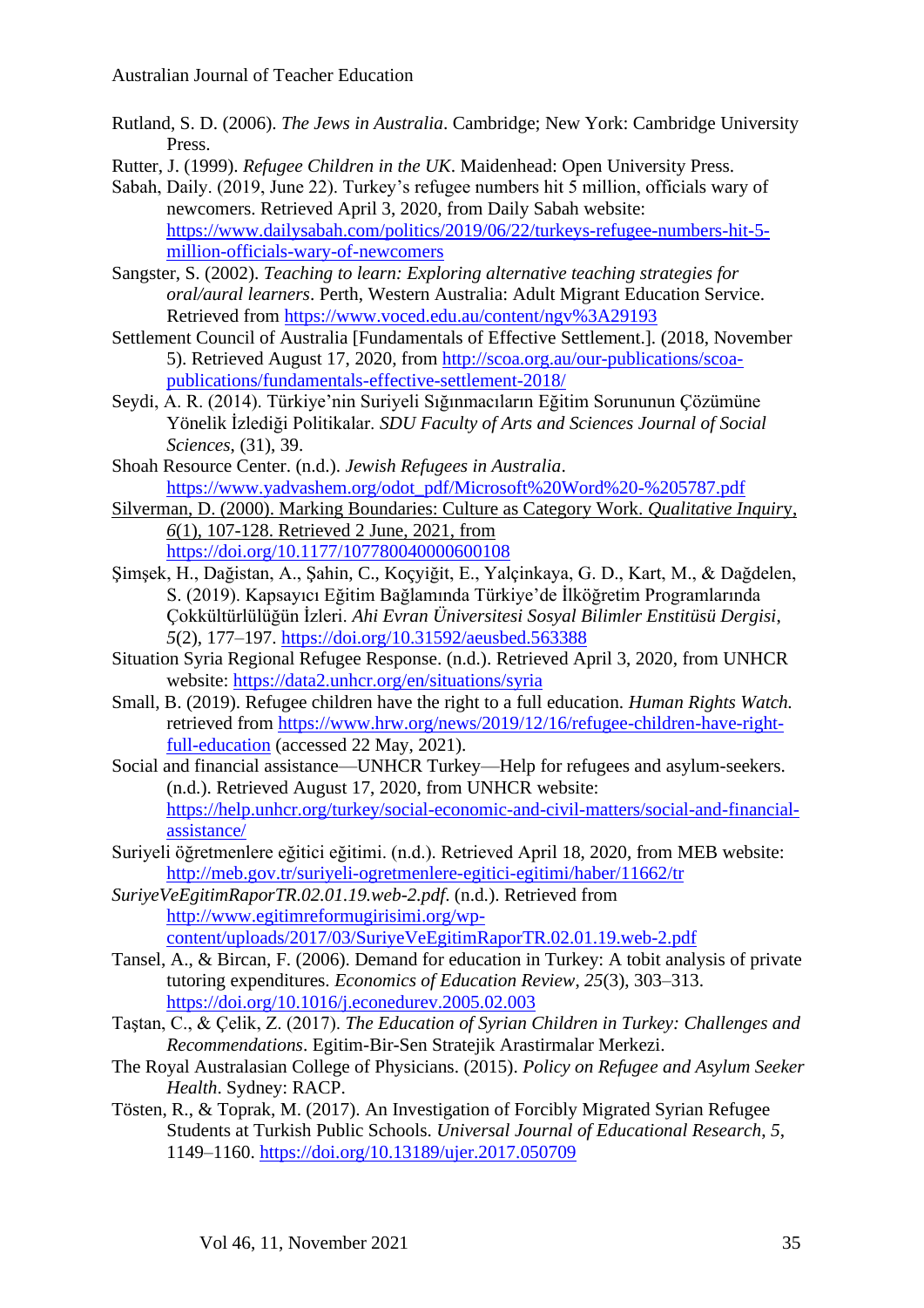Rutland, S. D. (2006). *The Jews in Australia*. Cambridge; New York: Cambridge University Press.

Rutter, J. (1999). *Refugee Children in the UK*. Maidenhead: Open University Press.

Sabah, Daily. (2019, June 22). Turkey's refugee numbers hit 5 million, officials wary of newcomers. Retrieved April 3, 2020, from Daily Sabah website: https://www.dailysabah.com/politics/2019/06/22/turkeys-refugee-numbers-hit-5-million-officials-wary-of-newcomers

Sangster, S. (2002). *Teaching to learn: Exploring alternative teaching strategies for oral/aural learners*. Perth, Western Australia: Adult Migrant Education Service. Retrieved from https://www.voced.edu.au/content/ngv%3A29193

Settlement Council of Australia [Fundamentals of Effective Settlement.]. (2018, November 5). Retrieved August 17, 2020, from http://scoa.org.au/our-publications/scoa-publications/fundamentals-effective-settlement-2018/

Seydi, A. R. (2014). Türkiye'nin Suriyeli Sığınmacıların Eğitim Sorununun Çözümüne Yönelik İzlediği Politikalar. *SDU Faculty of Arts and Sciences Journal of Social Sciences*, (31), 39.

Shoah Resource Center. (n.d.). *Jewish Refugees in Australia*. https://www.yadvashem.org/odot_pdf/Microsoft%20Word%20-%205787.pdf

Silverman, D. (2000). Marking Boundaries: Culture as Category Work. *Qualitative Inquiry*, *6*(1), 107-128. Retrieved 2 June, 2021, from https://doi.org/10.1177/107780040000600108

Şimşek, H., Dağistan, A., Şahin, C., Koçyiğit, E., Yalçinkaya, G. D., Kart, M., & Dağdelen, S. (2019). Kapsayıcı Eğitim Bağlamında Türkiye'de İlköğretim Programlarında Çokkültürlülüğün İzleri. *Ahi Evran Üniversitesi Sosyal Bilimler Enstitüsü Dergisi*, *5*(2), 177–197. https://doi.org/10.31592/aeusbed.563388

Situation Syria Regional Refugee Response. (n.d.). Retrieved April 3, 2020, from UNHCR website: https://data2.unhcr.org/en/situations/syria

Small, B. (2019). Refugee children have the right to a full education. *Human Rights Watch.* retrieved from https://www.hrw.org/news/2019/12/16/refugee-children-have-right-full-education (accessed 22 May, 2021).

Social and financial assistance—UNHCR Turkey—Help for refugees and asylum-seekers. (n.d.). Retrieved August 17, 2020, from UNHCR website: https://help.unhcr.org/turkey/social-economic-and-civil-matters/social-and-financial-assistance/

Suriyeli öğretmenlere eğitici eğitimi. (n.d.). Retrieved April 18, 2020, from MEB website: http://meb.gov.tr/suriyeli-ogretmenlere-egitici-egitimi/haber/11662/tr

*SuriyeVeEgitimRaporTR.02.01.19.web-2.pdf*. (n.d.). Retrieved from http://www.egitimreformugirisimi.org/wp-content/uploads/2017/03/SuriyeVeEgitimRaporTR.02.01.19.web-2.pdf

Tansel, A., & Bircan, F. (2006). Demand for education in Turkey: A tobit analysis of private tutoring expenditures. *Economics of Education Review*, *25*(3), 303–313. https://doi.org/10.1016/j.econedurev.2005.02.003

Taştan, C., & Çelik, Z. (2017). *The Education of Syrian Children in Turkey: Challenges and Recommendations*. Egitim-Bir-Sen Stratejik Arastirmalar Merkezi.

The Royal Australasian College of Physicians. (2015). *Policy on Refugee and Asylum Seeker Health*. Sydney: RACP.

Tösten, R., & Toprak, M. (2017). An Investigation of Forcibly Migrated Syrian Refugee Students at Turkish Public Schools. *Universal Journal of Educational Research*, *5*, 1149–1160. https://doi.org/10.13189/ujer.2017.050709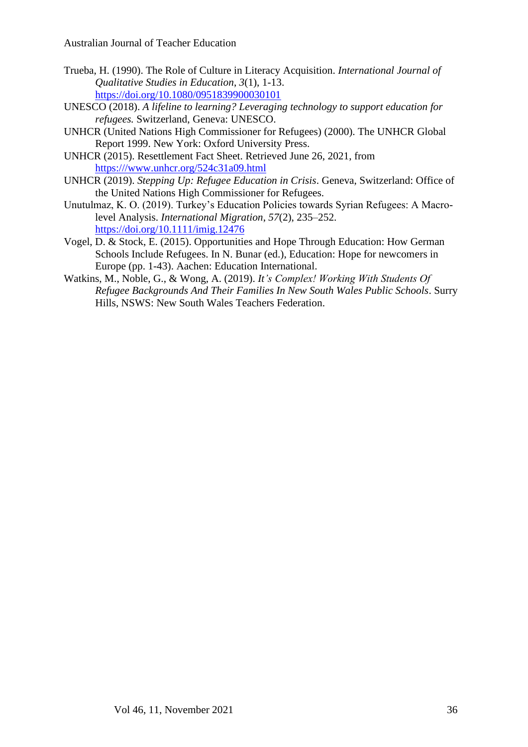Trueba, H. (1990). The Role of Culture in Literacy Acquisition. *International Journal of Qualitative Studies in Education*, *3*(1), 1-13. https://doi.org/10.1080/0951839900030101

UNESCO (2018). *A lifeline to learning? Leveraging technology to support education for refugees.* Switzerland, Geneva: UNESCO.

UNHCR (United Nations High Commissioner for Refugees) (2000). The UNHCR Global Report 1999. New York: Oxford University Press.

UNHCR (2015). Resettlement Fact Sheet. Retrieved June 26, 2021, from https:///www.unhcr.org/524c31a09.html

UNHCR (2019). *Stepping Up: Refugee Education in Crisis*. Geneva, Switzerland: Office of the United Nations High Commissioner for Refugees.

Unutulmaz, K. O. (2019). Turkey's Education Policies towards Syrian Refugees: A Macro-level Analysis. *International Migration*, *57*(2), 235–252. https://doi.org/10.1111/imig.12476

Vogel, D. & Stock, E. (2015). Opportunities and Hope Through Education: How German Schools Include Refugees. In N. Bunar (ed.), Education: Hope for newcomers in Europe (pp. 1-43). Aachen: Education International.

Watkins, M., Noble, G., & Wong, A. (2019). *It's Complex! Working With Students Of Refugee Backgrounds And Their Families In New South Wales Public Schools*. Surry Hills, NSWS: New South Wales Teachers Federation.